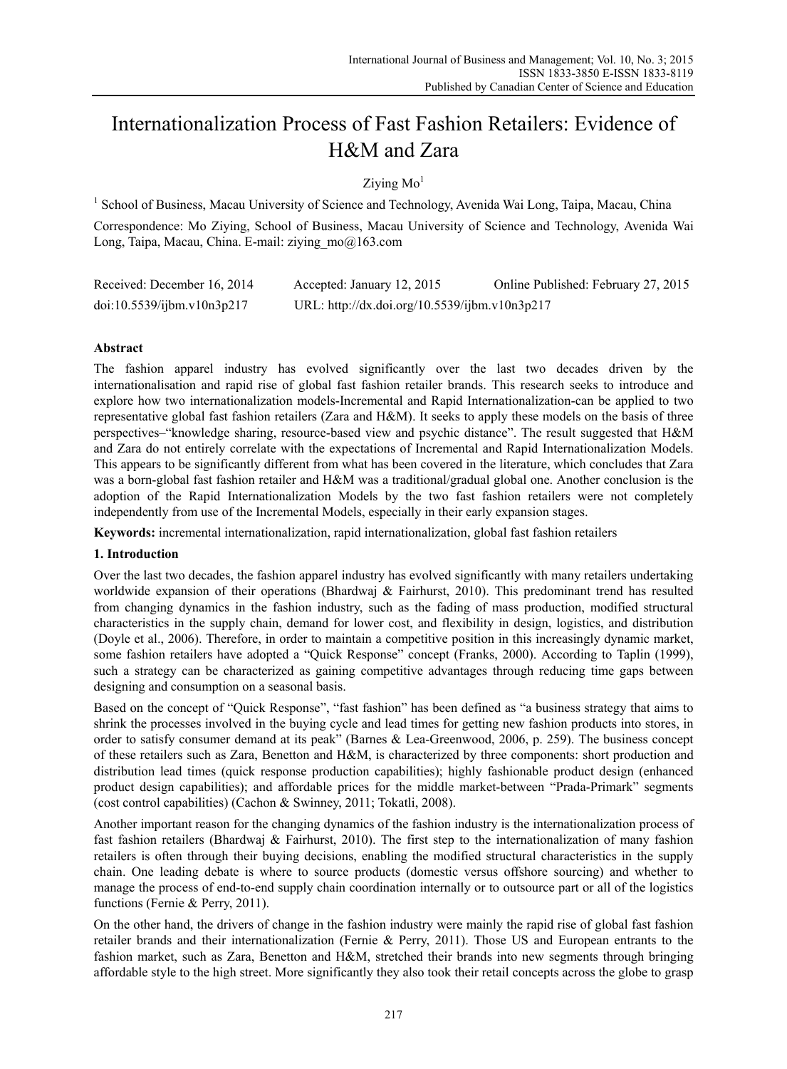# Internationalization Process of Fast Fashion Retailers: Evidence of H&M and Zara

Ziying Mo[1]

[1] School of Business, Macau University of Science and Technology, Avenida Wai Long, Taipa, Macau, China

Correspondence: Mo Ziying, School of Business, Macau University of Science and Technology, Avenida Wai Long, Taipa, Macau, China. E-mail: ziying_mo@163.com

Received: December 16, 2014 Accepted: January 12, 2015 Online Published: February 27, 2015

doi:10.5539/ijbm.v10n3p217 URL: http://dx.doi.org/10.5539/ijbm.v10n3p217

## Abstract

The fashion apparel industry has evolved significantly over the last two decades driven by the internationalisation and rapid rise of global fast fashion retailer brands. This research seeks to introduce and explore how two internationalization models-Incremental and Rapid Internationalization-can be applied to two representative global fast fashion retailers (Zara and H&M). It seeks to apply these models on the basis of three perspectives–"knowledge sharing, resource-based view and psychic distance". The result suggested that H&M and Zara do not entirely correlate with the expectations of Incremental and Rapid Internationalization Models. This appears to be significantly different from what has been covered in the literature, which concludes that Zara was a born-global fast fashion retailer and H&M was a traditional/gradual global one. Another conclusion is the adoption of the Rapid Internationalization Models by the two fast fashion retailers were not completely independently from use of the Incremental Models, especially in their early expansion stages.

**Keywords:** incremental internationalization, rapid internationalization, global fast fashion retailers

## 1. Introduction

Over the last two decades, the fashion apparel industry has evolved significantly with many retailers undertaking worldwide expansion of their operations (Bhardwaj & Fairhurst, 2010). This predominant trend has resulted from changing dynamics in the fashion industry, such as the fading of mass production, modified structural characteristics in the supply chain, demand for lower cost, and flexibility in design, logistics, and distribution (Doyle et al., 2006). Therefore, in order to maintain a competitive position in this increasingly dynamic market, some fashion retailers have adopted a "Quick Response" concept (Franks, 2000). According to Taplin (1999), such a strategy can be characterized as gaining competitive advantages through reducing time gaps between designing and consumption on a seasonal basis.

Based on the concept of "Quick Response", "fast fashion" has been defined as "a business strategy that aims to shrink the processes involved in the buying cycle and lead times for getting new fashion products into stores, in order to satisfy consumer demand at its peak" (Barnes & Lea-Greenwood, 2006, p. 259). The business concept of these retailers such as Zara, Benetton and H&M, is characterized by three components: short production and distribution lead times (quick response production capabilities); highly fashionable product design (enhanced product design capabilities); and affordable prices for the middle market-between "Prada-Primark" segments (cost control capabilities) (Cachon & Swinney, 2011; Tokatli, 2008).

Another important reason for the changing dynamics of the fashion industry is the internationalization process of fast fashion retailers (Bhardwaj & Fairhurst, 2010). The first step to the internationalization of many fashion retailers is often through their buying decisions, enabling the modified structural characteristics in the supply chain. One leading debate is where to source products (domestic versus offshore sourcing) and whether to manage the process of end-to-end supply chain coordination internally or to outsource part or all of the logistics functions (Fernie & Perry, 2011).

On the other hand, the drivers of change in the fashion industry were mainly the rapid rise of global fast fashion retailer brands and their internationalization (Fernie & Perry, 2011). Those US and European entrants to the fashion market, such as Zara, Benetton and H&M, stretched their brands into new segments through bringing affordable style to the high street. More significantly they also took their retail concepts across the globe to grasp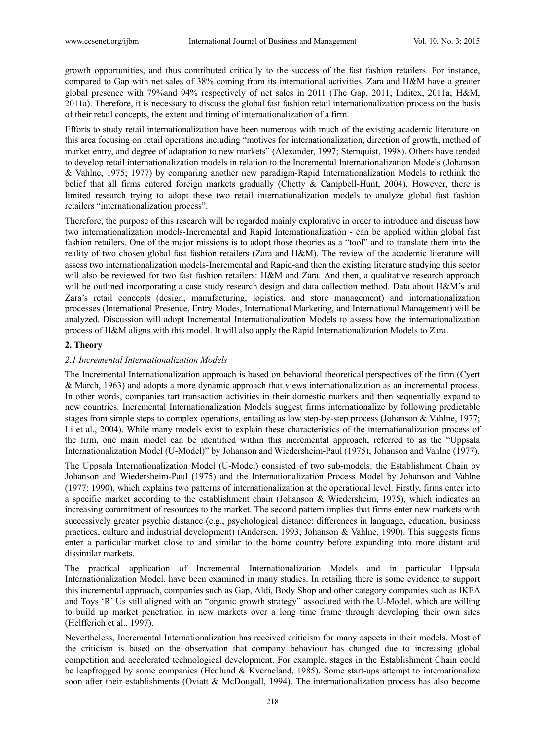growth opportunities, and thus contributed critically to the success of the fast fashion retailers. For instance, compared to Gap with net sales of 38% coming from its international activities, Zara and H&M have a greater global presence with 79%and 94% respectively of net sales in 2011 (The Gap, 2011; Inditex, 2011a; H&M, 2011a). Therefore, it is necessary to discuss the global fast fashion retail internationalization process on the basis of their retail concepts, the extent and timing of internationalization of a firm.

Efforts to study retail internationalization have been numerous with much of the existing academic literature on this area focusing on retail operations including "motives for internationalization, direction of growth, method of market entry, and degree of adaptation to new markets" (Alexander, 1997; Sternquist, 1998). Others have tended to develop retail internationalization models in relation to the Incremental Internationalization Models (Johanson & Vahlne, 1975; 1977) by comparing another new paradigm-Rapid Internationalization Models to rethink the belief that all firms entered foreign markets gradually (Chetty & Campbell-Hunt, 2004). However, there is limited research trying to adopt these two retail internationalization models to analyze global fast fashion retailers "internationalization process".

Therefore, the purpose of this research will be regarded mainly explorative in order to introduce and discuss how two internationalization models-Incremental and Rapid Internationalization - can be applied within global fast fashion retailers. One of the major missions is to adopt those theories as a "tool" and to translate them into the reality of two chosen global fast fashion retailers (Zara and H&M). The review of the academic literature will assess two internationalization models-Incremental and Rapid-and then the existing literature studying this sector will also be reviewed for two fast fashion retailers: H&M and Zara. And then, a qualitative research approach will be outlined incorporating a case study research design and data collection method. Data about H&M's and Zara's retail concepts (design, manufacturing, logistics, and store management) and internationalization processes (International Presence, Entry Modes, International Marketing, and International Management) will be analyzed. Discussion will adopt Incremental Internationalization Models to assess how the internationalization process of H&M aligns with this model. It will also apply the Rapid Internationalization Models to Zara.

## 2. Theory

### *2.1 Incremental Internationalization Models*

The Incremental Internationalization approach is based on behavioral theoretical perspectives of the firm (Cyert & March, 1963) and adopts a more dynamic approach that views internationalization as an incremental process. In other words, companies tart transaction activities in their domestic markets and then sequentially expand to new countries. Incremental Internationalization Models suggest firms internationalize by following predictable stages from simple steps to complex operations, entailing as low step-by-step process (Johanson & Vahlne, 1977; Li et al., 2004). While many models exist to explain these characteristics of the internationalization process of the firm, one main model can be identified within this incremental approach, referred to as the "Uppsala Internationalization Model (U-Model)" by Johanson and Wiedersheim-Paul (1975); Johanson and Vahlne (1977).

The Uppsala Internationalization Model (U-Model) consisted of two sub-models: the Establishment Chain by Johanson and Wiedersheim-Paul (1975) and the Internationalization Process Model by Johanson and Vahlne (1977; 1990), which explains two patterns of internationalization at the operational level. Firstly, firms enter into a specific market according to the establishment chain (Johanson & Wiedersheim, 1975), which indicates an increasing commitment of resources to the market. The second pattern implies that firms enter new markets with successively greater psychic distance (e.g., psychological distance: differences in language, education, business practices, culture and industrial development) (Andersen, 1993; Johanson & Vahlne, 1990). This suggests firms enter a particular market close to and similar to the home country before expanding into more distant and dissimilar markets.

The practical application of Incremental Internationalization Models and in particular Uppsala Internationalization Model, have been examined in many studies. In retailing there is some evidence to support this incremental approach, companies such as Gap, Aldi, Body Shop and other category companies such as IKEA and Toys 'R' Us still aligned with an "organic growth strategy" associated with the U-Model, which are willing to build up market penetration in new markets over a long time frame through developing their own sites (Helfferich et al., 1997).

Nevertheless, Incremental Internationalization has received criticism for many aspects in their models. Most of the criticism is based on the observation that company behaviour has changed due to increasing global competition and accelerated technological development. For example, stages in the Establishment Chain could be leapfrogged by some companies (Hedlund & Kverneland, 1985). Some start-ups attempt to internationalize soon after their establishments (Oviatt & McDougall, 1994). The internationalization process has also become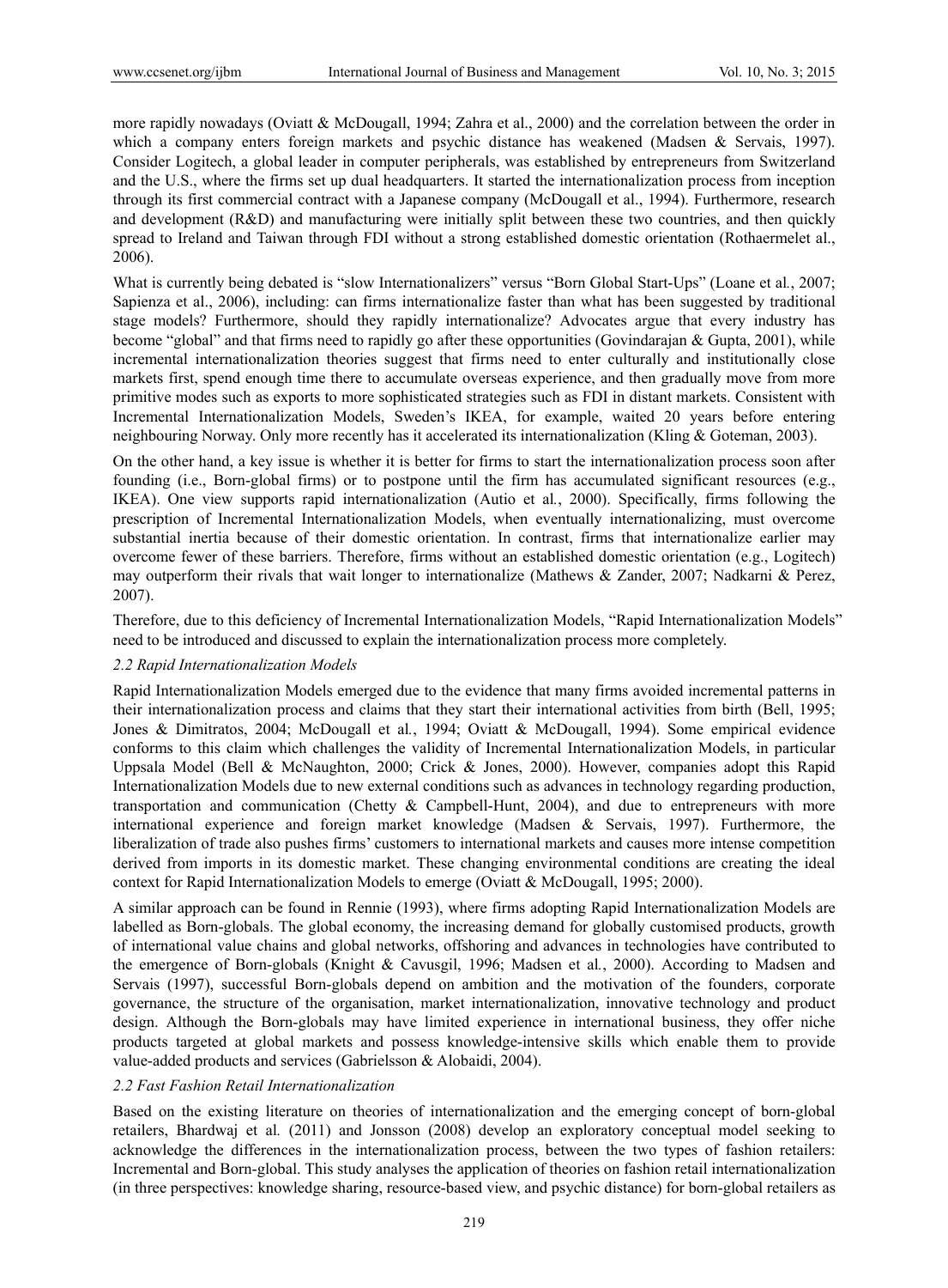more rapidly nowadays (Oviatt & McDougall, 1994; Zahra et al., 2000) and the correlation between the order in which a company enters foreign markets and psychic distance has weakened (Madsen & Servais, 1997). Consider Logitech, a global leader in computer peripherals, was established by entrepreneurs from Switzerland and the U.S., where the firms set up dual headquarters. It started the internationalization process from inception through its first commercial contract with a Japanese company (McDougall et al., 1994). Furthermore, research and development (R&D) and manufacturing were initially split between these two countries, and then quickly spread to Ireland and Taiwan through FDI without a strong established domestic orientation (Rothaermelet al., 2006).

What is currently being debated is "slow Internationalizers" versus "Born Global Start-Ups" (Loane et al., 2007; Sapienza et al., 2006), including: can firms internationalize faster than what has been suggested by traditional stage models? Furthermore, should they rapidly internationalize? Advocates argue that every industry has become "global" and that firms need to rapidly go after these opportunities (Govindarajan & Gupta, 2001), while incremental internationalization theories suggest that firms need to enter culturally and institutionally close markets first, spend enough time there to accumulate overseas experience, and then gradually move from more primitive modes such as exports to more sophisticated strategies such as FDI in distant markets. Consistent with Incremental Internationalization Models, Sweden's IKEA, for example, waited 20 years before entering neighbouring Norway. Only more recently has it accelerated its internationalization (Kling & Goteman, 2003).

On the other hand, a key issue is whether it is better for firms to start the internationalization process soon after founding (i.e., Born-global firms) or to postpone until the firm has accumulated significant resources (e.g., IKEA). One view supports rapid internationalization (Autio et al., 2000). Specifically, firms following the prescription of Incremental Internationalization Models, when eventually internationalizing, must overcome substantial inertia because of their domestic orientation. In contrast, firms that internationalize earlier may overcome fewer of these barriers. Therefore, firms without an established domestic orientation (e.g., Logitech) may outperform their rivals that wait longer to internationalize (Mathews & Zander, 2007; Nadkarni & Perez, 2007).

Therefore, due to this deficiency of Incremental Internationalization Models, "Rapid Internationalization Models" need to be introduced and discussed to explain the internationalization process more completely.

### *2.2 Rapid Internationalization Models*

Rapid Internationalization Models emerged due to the evidence that many firms avoided incremental patterns in their internationalization process and claims that they start their international activities from birth (Bell, 1995; Jones & Dimitratos, 2004; McDougall et al., 1994; Oviatt & McDougall, 1994). Some empirical evidence conforms to this claim which challenges the validity of Incremental Internationalization Models, in particular Uppsala Model (Bell & McNaughton, 2000; Crick & Jones, 2000). However, companies adopt this Rapid Internationalization Models due to new external conditions such as advances in technology regarding production, transportation and communication (Chetty & Campbell-Hunt, 2004), and due to entrepreneurs with more international experience and foreign market knowledge (Madsen & Servais, 1997). Furthermore, the liberalization of trade also pushes firms' customers to international markets and causes more intense competition derived from imports in its domestic market. These changing environmental conditions are creating the ideal context for Rapid Internationalization Models to emerge (Oviatt & McDougall, 1995; 2000).

A similar approach can be found in Rennie (1993), where firms adopting Rapid Internationalization Models are labelled as Born-globals. The global economy, the increasing demand for globally customised products, growth of international value chains and global networks, offshoring and advances in technologies have contributed to the emergence of Born-globals (Knight & Cavusgil, 1996; Madsen et al., 2000). According to Madsen and Servais (1997), successful Born-globals depend on ambition and the motivation of the founders, corporate governance, the structure of the organisation, market internationalization, innovative technology and product design. Although the Born-globals may have limited experience in international business, they offer niche products targeted at global markets and possess knowledge-intensive skills which enable them to provide value-added products and services (Gabrielsson & Alobaidi, 2004).

### *2.2 Fast Fashion Retail Internationalization*

Based on the existing literature on theories of internationalization and the emerging concept of born-global retailers, Bhardwaj et al. (2011) and Jonsson (2008) develop an exploratory conceptual model seeking to acknowledge the differences in the internationalization process, between the two types of fashion retailers: Incremental and Born-global. This study analyses the application of theories on fashion retail internationalization (in three perspectives: knowledge sharing, resource-based view, and psychic distance) for born-global retailers as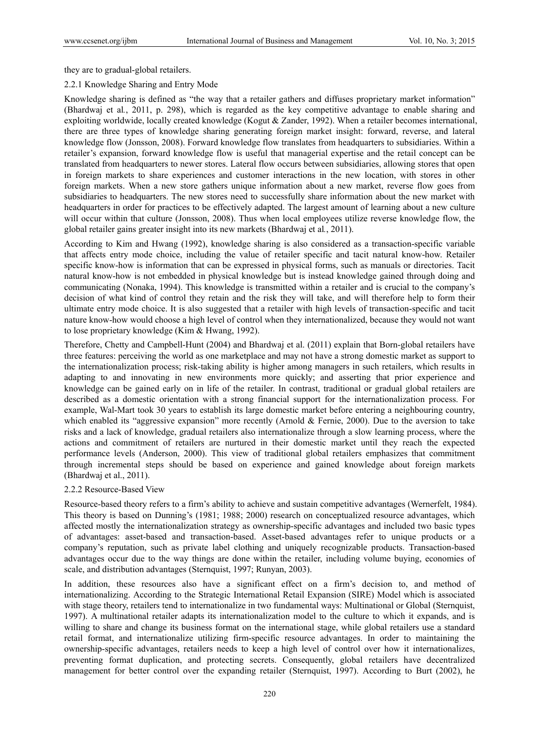they are to gradual-global retailers.

### 2.2.1 Knowledge Sharing and Entry Mode

Knowledge sharing is defined as "the way that a retailer gathers and diffuses proprietary market information" (Bhardwaj et al., 2011, p. 298), which is regarded as the key competitive advantage to enable sharing and exploiting worldwide, locally created knowledge (Kogut & Zander, 1992). When a retailer becomes international, there are three types of knowledge sharing generating foreign market insight: forward, reverse, and lateral knowledge flow (Jonsson, 2008). Forward knowledge flow translates from headquarters to subsidiaries. Within a retailer's expansion, forward knowledge flow is useful that managerial expertise and the retail concept can be translated from headquarters to newer stores. Lateral flow occurs between subsidiaries, allowing stores that open in foreign markets to share experiences and customer interactions in the new location, with stores in other foreign markets. When a new store gathers unique information about a new market, reverse flow goes from subsidiaries to headquarters. The new stores need to successfully share information about the new market with headquarters in order for practices to be effectively adapted. The largest amount of learning about a new culture will occur within that culture (Jonsson, 2008). Thus when local employees utilize reverse knowledge flow, the global retailer gains greater insight into its new markets (Bhardwaj et al., 2011).

According to Kim and Hwang (1992), knowledge sharing is also considered as a transaction-specific variable that affects entry mode choice, including the value of retailer specific and tacit natural know-how. Retailer specific know-how is information that can be expressed in physical forms, such as manuals or directories. Tacit natural know-how is not embedded in physical knowledge but is instead knowledge gained through doing and communicating (Nonaka, 1994). This knowledge is transmitted within a retailer and is crucial to the company's decision of what kind of control they retain and the risk they will take, and will therefore help to form their ultimate entry mode choice. It is also suggested that a retailer with high levels of transaction-specific and tacit nature know-how would choose a high level of control when they internationalized, because they would not want to lose proprietary knowledge (Kim & Hwang, 1992).

Therefore, Chetty and Campbell-Hunt (2004) and Bhardwaj et al. (2011) explain that Born-global retailers have three features: perceiving the world as one marketplace and may not have a strong domestic market as support to the internationalization process; risk-taking ability is higher among managers in such retailers, which results in adapting to and innovating in new environments more quickly; and asserting that prior experience and knowledge can be gained early on in life of the retailer. In contrast, traditional or gradual global retailers are described as a domestic orientation with a strong financial support for the internationalization process. For example, Wal-Mart took 30 years to establish its large domestic market before entering a neighbouring country, which enabled its "aggressive expansion" more recently (Arnold & Fernie, 2000). Due to the aversion to take risks and a lack of knowledge, gradual retailers also internationalize through a slow learning process, where the actions and commitment of retailers are nurtured in their domestic market until they reach the expected performance levels (Anderson, 2000). This view of traditional global retailers emphasizes that commitment through incremental steps should be based on experience and gained knowledge about foreign markets (Bhardwaj et al., 2011).

### 2.2.2 Resource-Based View

Resource-based theory refers to a firm's ability to achieve and sustain competitive advantages (Wernerfelt, 1984). This theory is based on Dunning's (1981; 1988; 2000) research on conceptualized resource advantages, which affected mostly the internationalization strategy as ownership-specific advantages and included two basic types of advantages: asset-based and transaction-based. Asset-based advantages refer to unique products or a company's reputation, such as private label clothing and uniquely recognizable products. Transaction-based advantages occur due to the way things are done within the retailer, including volume buying, economies of scale, and distribution advantages (Sternquist, 1997; Runyan, 2003).

In addition, these resources also have a significant effect on a firm's decision to, and method of internationalizing. According to the Strategic International Retail Expansion (SIRE) Model which is associated with stage theory, retailers tend to internationalize in two fundamental ways: Multinational or Global (Sternquist, 1997). A multinational retailer adapts its internationalization model to the culture to which it expands, and is willing to share and change its business format on the international stage, while global retailers use a standard retail format, and internationalize utilizing firm-specific resource advantages. In order to maintaining the ownership-specific advantages, retailers needs to keep a high level of control over how it internationalizes, preventing format duplication, and protecting secrets. Consequently, global retailers have decentralized management for better control over the expanding retailer (Sternquist, 1997). According to Burt (2002), he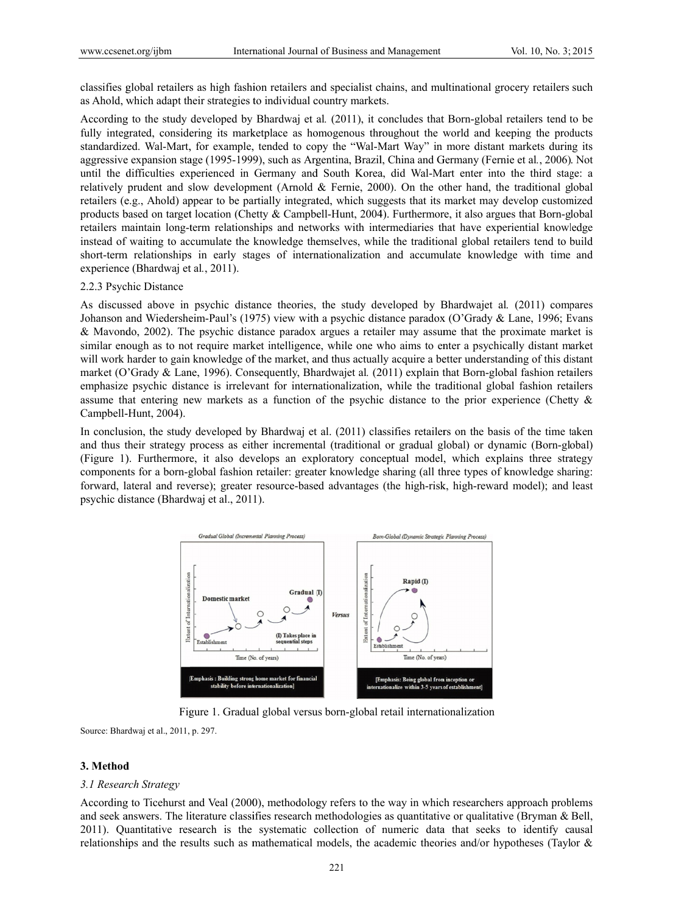classifies global retailers as high fashion retailers and specialist chains, and multinational grocery retailers such as Ahold, which adapt their strategies to individual country markets.

According to the study developed by Bhardwaj et al. (2011), it concludes that Born-global retailers tend to be fully integrated, considering its marketplace as homogenous throughout the world and keeping the products standardized. Wal-Mart, for example, tended to copy the "Wal-Mart Way" in more distant markets during its aggressive expansion stage (1995-1999), such as Argentina, Brazil, China and Germany (Fernie et al., 2006). Not until the difficulties experienced in Germany and South Korea, did Wal-Mart enter into the third stage: a relatively prudent and slow development (Arnold & Fernie, 2000). On the other hand, the traditional global retailers (e.g., Ahold) appear to be partially integrated, which suggests that its market may develop customized products based on target location (Chetty & Campbell-Hunt, 2004). Furthermore, it also argues that Born-global retailers maintain long-term relationships and networks with intermediaries that have experiential knowledge instead of waiting to accumulate the knowledge themselves, while the traditional global retailers tend to build short-term relationships in early stages of internationalization and accumulate knowledge with time and experience (Bhardwaj et al., 2011).

### 2.2.3 Psychic Distance

As discussed above in psychic distance theories, the study developed by Bhardwajet al. (2011) compares Johanson and Wiedersheim-Paul's (1975) view with a psychic distance paradox (O'Grady & Lane, 1996; Evans & Mavondo, 2002). The psychic distance paradox argues a retailer may assume that the proximate market is similar enough as to not require market intelligence, while one who aims to enter a psychically distant market will work harder to gain knowledge of the market, and thus actually acquire a better understanding of this distant market (O'Grady & Lane, 1996). Consequently, Bhardwajet al. (2011) explain that Born-global fashion retailers emphasize psychic distance is irrelevant for internationalization, while the traditional global fashion retailers assume that entering new markets as a function of the psychic distance to the prior experience (Chetty & Campbell-Hunt, 2004).

In conclusion, the study developed by Bhardwaj et al. (2011) classifies retailers on the basis of the time taken and thus their strategy process as either incremental (traditional or gradual global) or dynamic (Born-global) (Figure 1). Furthermore, it also develops an exploratory conceptual model, which explains three strategy components for a born-global fashion retailer: greater knowledge sharing (all three types of knowledge sharing: forward, lateral and reverse); greater resource-based advantages (the high-risk, high-reward model); and least psychic distance (Bhardwaj et al., 2011).

Figure 1. Gradual global versus born-global retail internationalization

Source: Bhardwaj et al., 2011, p. 297.

## 3. Method

### 3.1 Research Strategy

According to Ticehurst and Veal (2000), methodology refers to the way in which researchers approach problems and seek answers. The literature classifies research methodologies as quantitative or qualitative (Bryman & Bell, 2011). Quantitative research is the systematic collection of numeric data that seeks to identify causal relationships and the results such as mathematical models, the academic theories and/or hypotheses (Taylor &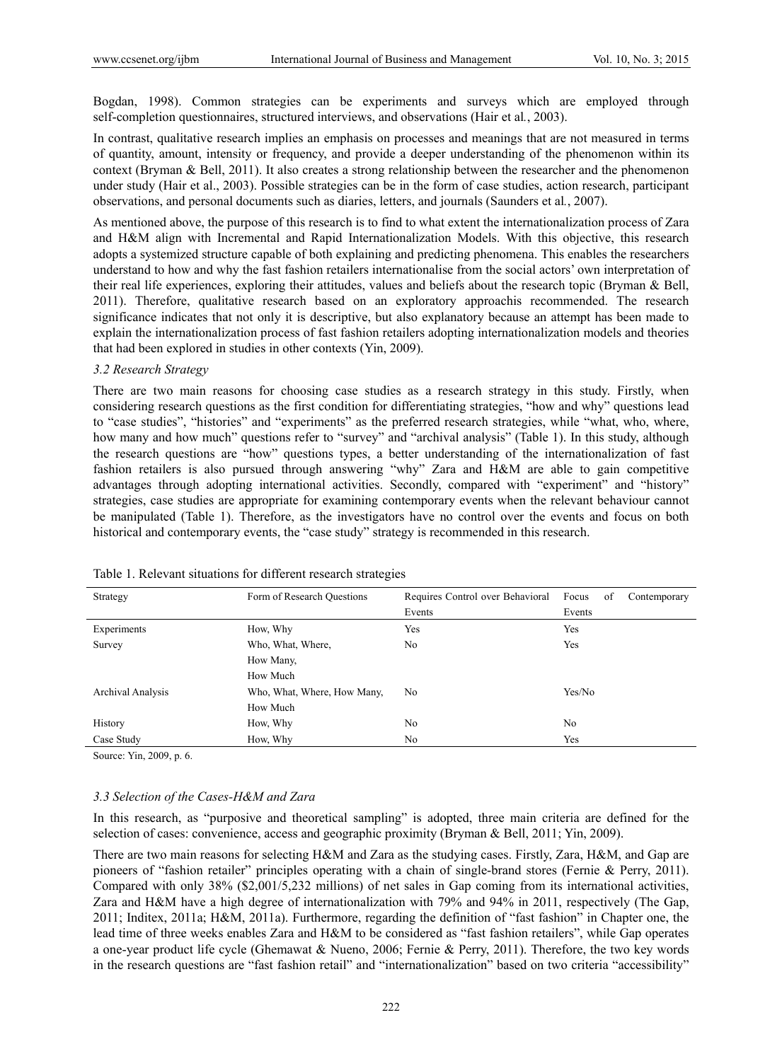Bogdan, 1998). Common strategies can be experiments and surveys which are employed through self-completion questionnaires, structured interviews, and observations (Hair et al., 2003).

In contrast, qualitative research implies an emphasis on processes and meanings that are not measured in terms of quantity, amount, intensity or frequency, and provide a deeper understanding of the phenomenon within its context (Bryman & Bell, 2011). It also creates a strong relationship between the researcher and the phenomenon under study (Hair et al., 2003). Possible strategies can be in the form of case studies, action research, participant observations, and personal documents such as diaries, letters, and journals (Saunders et al., 2007).

As mentioned above, the purpose of this research is to find to what extent the internationalization process of Zara and H&M align with Incremental and Rapid Internationalization Models. With this objective, this research adopts a systemized structure capable of both explaining and predicting phenomena. This enables the researchers understand to how and why the fast fashion retailers internationalise from the social actors' own interpretation of their real life experiences, exploring their attitudes, values and beliefs about the research topic (Bryman & Bell, 2011). Therefore, qualitative research based on an exploratory approachis recommended. The research significance indicates that not only it is descriptive, but also explanatory because an attempt has been made to explain the internationalization process of fast fashion retailers adopting internationalization models and theories that had been explored in studies in other contexts (Yin, 2009).

### *3.2 Research Strategy*

There are two main reasons for choosing case studies as a research strategy in this study. Firstly, when considering research questions as the first condition for differentiating strategies, "how and why" questions lead to "case studies", "histories" and "experiments" as the preferred research strategies, while "what, who, where, how many and how much" questions refer to "survey" and "archival analysis" (Table 1). In this study, although the research questions are "how" questions types, a better understanding of the internationalization of fast fashion retailers is also pursued through answering "why" Zara and H&M are able to gain competitive advantages through adopting international activities. Secondly, compared with "experiment" and "history" strategies, case studies are appropriate for examining contemporary events when the relevant behaviour cannot be manipulated (Table 1). Therefore, as the investigators have no control over the events and focus on both historical and contemporary events, the "case study" strategy is recommended in this research.

Table 1. Relevant situations for different research strategies

| Strategy | Form of Research Questions | Requires Control over Behavioral Events | Focus of Contemporary Events |
|---|---|---|---|
| Experiments | How, Why | Yes | Yes |
| Survey | Who, What, Where, How Many, How Much | No | Yes |
| Archival Analysis | Who, What, Where, How Many, How Much | No | Yes/No |
| History | How, Why | No | No |
| Case Study | How, Why | No | Yes |

Source: Yin, 2009, p. 6.

### *3.3 Selection of the Cases-H&M and Zara*

In this research, as "purposive and theoretical sampling" is adopted, three main criteria are defined for the selection of cases: convenience, access and geographic proximity (Bryman & Bell, 2011; Yin, 2009).

There are two main reasons for selecting H&M and Zara as the studying cases. Firstly, Zara, H&M, and Gap are pioneers of "fashion retailer" principles operating with a chain of single-brand stores (Fernie & Perry, 2011). Compared with only 38% ($2,001/5,232 millions) of net sales in Gap coming from its international activities, Zara and H&M have a high degree of internationalization with 79% and 94% in 2011, respectively (The Gap, 2011; Inditex, 2011a; H&M, 2011a). Furthermore, regarding the definition of "fast fashion" in Chapter one, the lead time of three weeks enables Zara and H&M to be considered as "fast fashion retailers", while Gap operates a one-year product life cycle (Ghemawat & Nueno, 2006; Fernie & Perry, 2011). Therefore, the two key words in the research questions are "fast fashion retail" and "internationalization" based on two criteria "accessibility"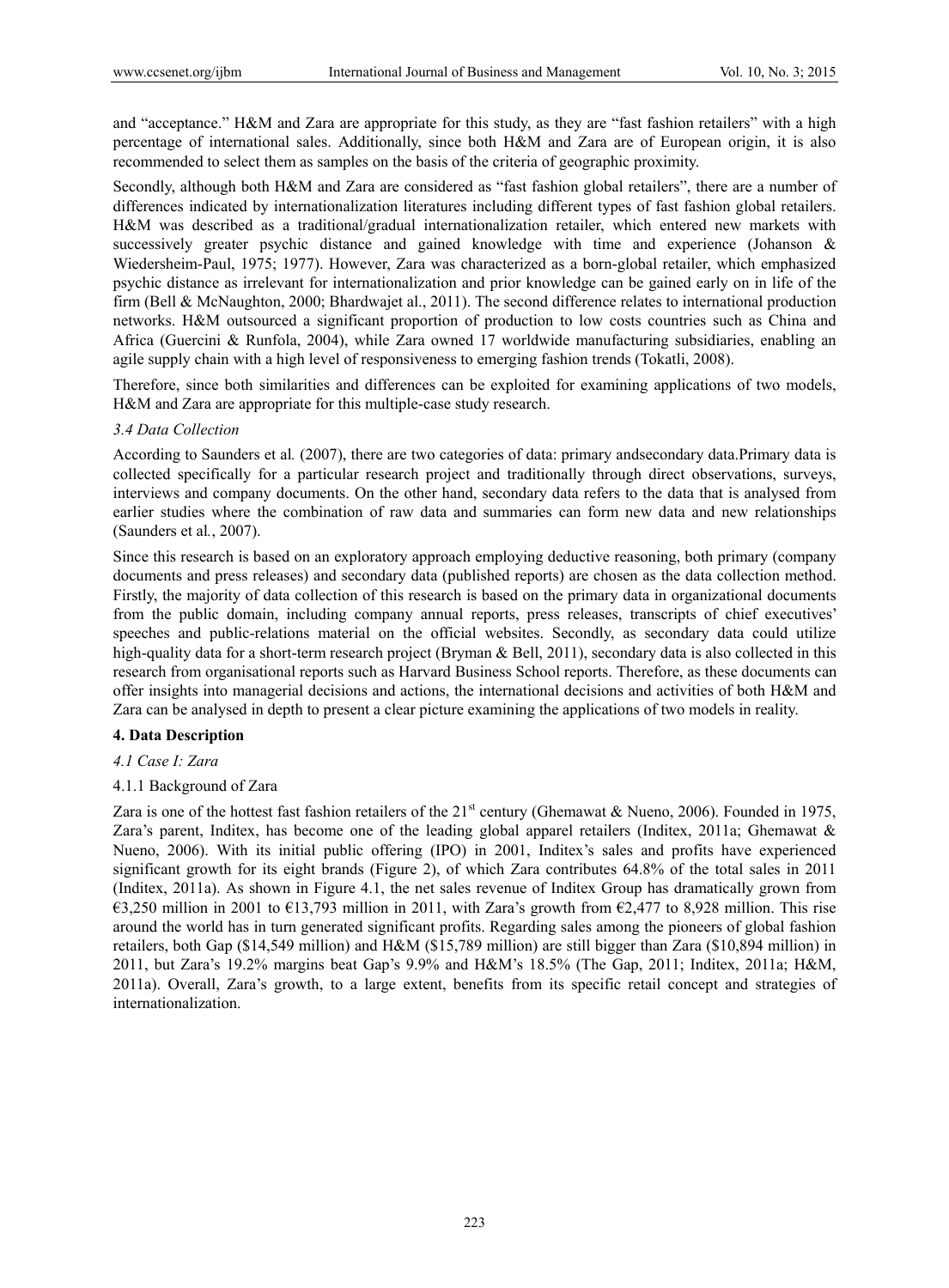and "acceptance." H&M and Zara are appropriate for this study, as they are "fast fashion retailers" with a high percentage of international sales. Additionally, since both H&M and Zara are of European origin, it is also recommended to select them as samples on the basis of the criteria of geographic proximity.

Secondly, although both H&M and Zara are considered as "fast fashion global retailers", there are a number of differences indicated by internationalization literatures including different types of fast fashion global retailers. H&M was described as a traditional/gradual internationalization retailer, which entered new markets with successively greater psychic distance and gained knowledge with time and experience (Johanson & Wiedersheim-Paul, 1975; 1977). However, Zara was characterized as a born-global retailer, which emphasized psychic distance as irrelevant for internationalization and prior knowledge can be gained early on in life of the firm (Bell & McNaughton, 2000; Bhardwajet al., 2011). The second difference relates to international production networks. H&M outsourced a significant proportion of production to low costs countries such as China and Africa (Guercini & Runfola, 2004), while Zara owned 17 worldwide manufacturing subsidiaries, enabling an agile supply chain with a high level of responsiveness to emerging fashion trends (Tokatli, 2008).

Therefore, since both similarities and differences can be exploited for examining applications of two models, H&M and Zara are appropriate for this multiple-case study research.

### *3.4 Data Collection*

According to Saunders et al*.* (2007), there are two categories of data: primary andsecondary data.Primary data is collected specifically for a particular research project and traditionally through direct observations, surveys, interviews and company documents. On the other hand, secondary data refers to the data that is analysed from earlier studies where the combination of raw data and summaries can form new data and new relationships (Saunders et al*.*, 2007).

Since this research is based on an exploratory approach employing deductive reasoning, both primary (company documents and press releases) and secondary data (published reports) are chosen as the data collection method. Firstly, the majority of data collection of this research is based on the primary data in organizational documents from the public domain, including company annual reports, press releases, transcripts of chief executives' speeches and public-relations material on the official websites. Secondly, as secondary data could utilize high-quality data for a short-term research project (Bryman & Bell, 2011), secondary data is also collected in this research from organisational reports such as Harvard Business School reports. Therefore, as these documents can offer insights into managerial decisions and actions, the international decisions and activities of both H&M and Zara can be analysed in depth to present a clear picture examining the applications of two models in reality.

## **4. Data Description**

### *4.1 Case I: Zara*

#### 4.1.1 Background of Zara

Zara is one of the hottest fast fashion retailers of the 21st century (Ghemawat & Nueno, 2006). Founded in 1975, Zara's parent, Inditex, has become one of the leading global apparel retailers (Inditex, 2011a; Ghemawat & Nueno, 2006). With its initial public offering (IPO) in 2001, Inditex's sales and profits have experienced significant growth for its eight brands (Figure 2), of which Zara contributes 64.8% of the total sales in 2011 (Inditex, 2011a). As shown in Figure 4.1, the net sales revenue of Inditex Group has dramatically grown from €3,250 million in 2001 to €13,793 million in 2011, with Zara's growth from €2,477 to 8,928 million. This rise around the world has in turn generated significant profits. Regarding sales among the pioneers of global fashion retailers, both Gap ($14,549 million) and H&M ($15,789 million) are still bigger than Zara ($10,894 million) in 2011, but Zara's 19.2% margins beat Gap's 9.9% and H&M's 18.5% (The Gap, 2011; Inditex, 2011a; H&M, 2011a). Overall, Zara's growth, to a large extent, benefits from its specific retail concept and strategies of internationalization.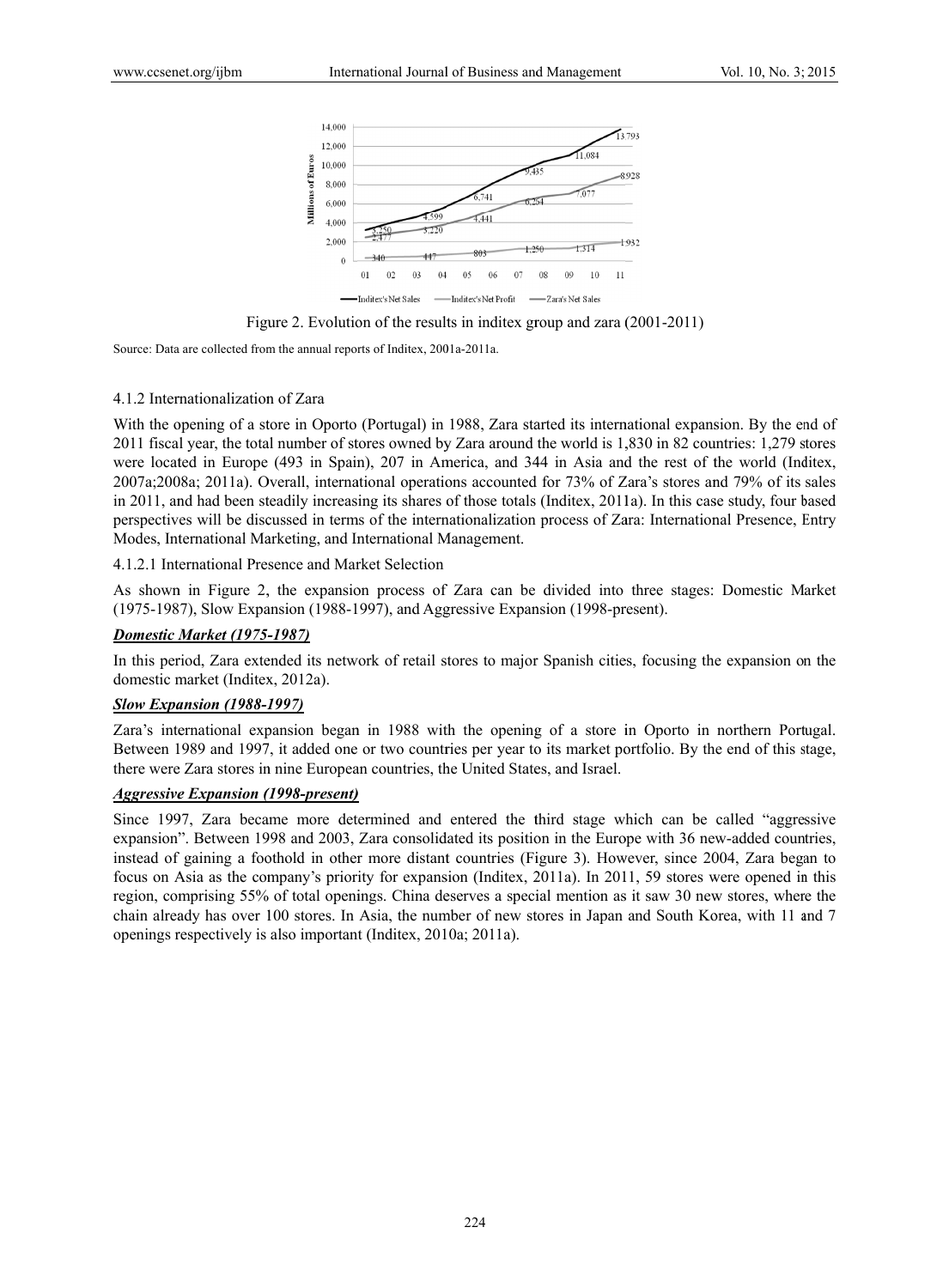Figure 2. Evolution of the results in inditex group and zara (2001-2011)

Source: Data are collected from the annual reports of Inditex, 2001a-2011a.

#### 4.1.2 Internationalization of Zara

With the opening of a store in Oporto (Portugal) in 1988, Zara started its international expansion. By the end of 2011 fiscal year, the total number of stores owned by Zara around the world is 1,830 in 82 countries: 1,279 stores were located in Europe (493 in Spain), 207 in America, and 344 in Asia and the rest of the world (Inditex, 2007a;2008a; 2011a). Overall, international operations accounted for 73% of Zara's stores and 79% of its sales in 2011, and had been steadily increasing its shares of those totals (Inditex, 2011a). In this case study, four based perspectives will be discussed in terms of the internationalization process of Zara: International Presence, Entry Modes, International Marketing, and International Management.

##### 4.1.2.1 International Presence and Market Selection

As shown in Figure 2, the expansion process of Zara can be divided into three stages: Domestic Market (1975-1987), Slow Expansion (1988-1997), and Aggressive Expansion (1998-present).

***Domestic Market (1975-1987)***

In this period, Zara extended its network of retail stores to major Spanish cities, focusing the expansion on the domestic market (Inditex, 2012a).

***Slow Expansion (1988-1997)***

Zara's international expansion began in 1988 with the opening of a store in Oporto in northern Portugal. Between 1989 and 1997, it added one or two countries per year to its market portfolio. By the end of this stage, there were Zara stores in nine European countries, the United States, and Israel.

***Aggressive Expansion (1998-present)***

Since 1997, Zara became more determined and entered the third stage which can be called "aggressive expansion". Between 1998 and 2003, Zara consolidated its position in the Europe with 36 new-added countries, instead of gaining a foothold in other more distant countries (Figure 3). However, since 2004, Zara began to focus on Asia as the company's priority for expansion (Inditex, 2011a). In 2011, 59 stores were opened in this region, comprising 55% of total openings. China deserves a special mention as it saw 30 new stores, where the chain already has over 100 stores. In Asia, the number of new stores in Japan and South Korea, with 11 and 7 openings respectively is also important (Inditex, 2010a; 2011a).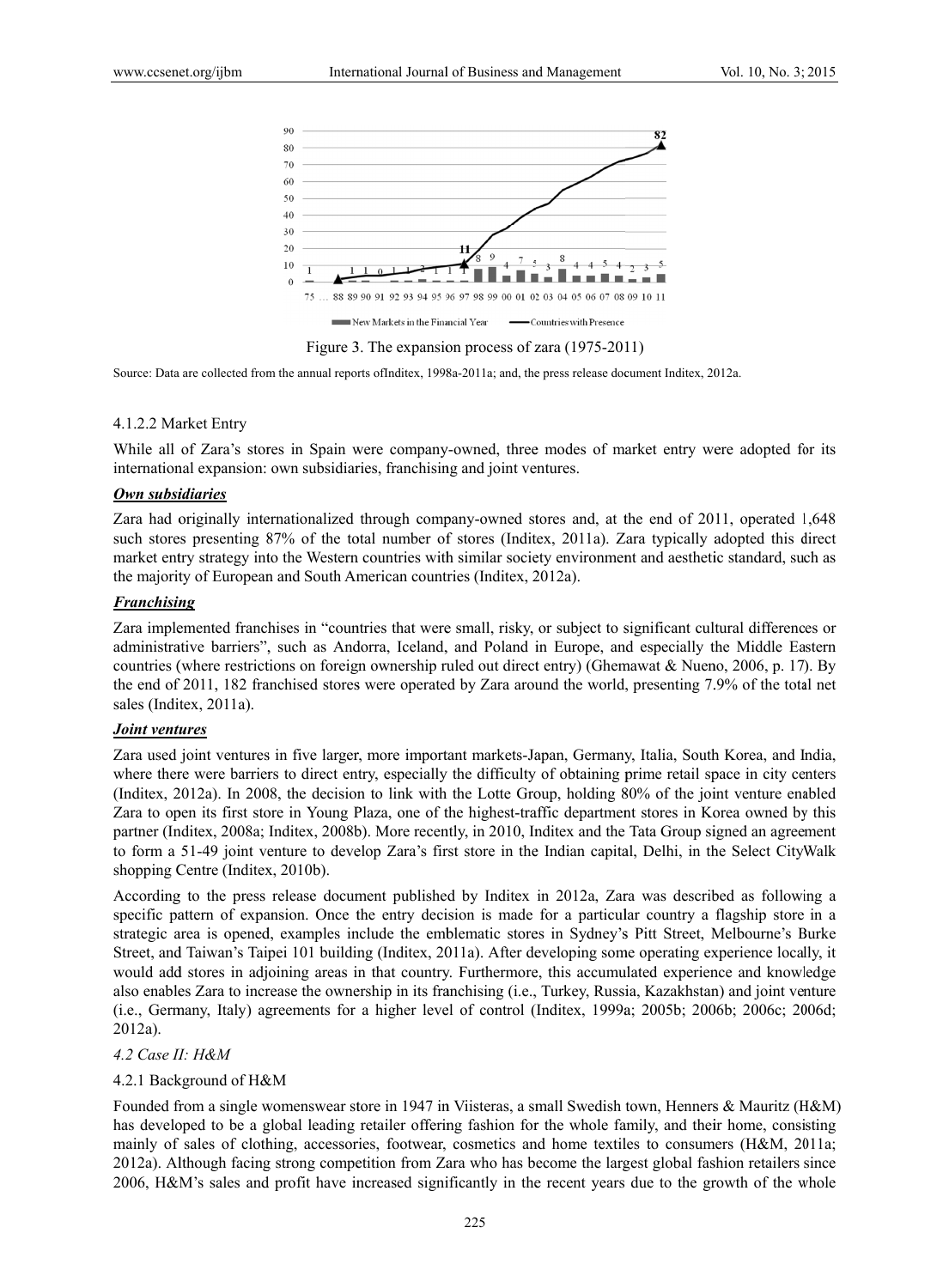Figure 3. The expansion process of zara (1975-2011)

Source: Data are collected from the annual reports ofInditex, 1998a-2011a; and, the press release document Inditex, 2012a.

#### 4.1.2.2 Market Entry

While all of Zara's stores in Spain were company-owned, three modes of market entry were adopted for its international expansion: own subsidiaries, franchising and joint ventures.

***Own subsidiaries***

Zara had originally internationalized through company-owned stores and, at the end of 2011, operated 1,648 such stores presenting 87% of the total number of stores (Inditex, 2011a). Zara typically adopted this direct market entry strategy into the Western countries with similar society environment and aesthetic standard, such as the majority of European and South American countries (Inditex, 2012a).

***Franchising***

Zara implemented franchises in "countries that were small, risky, or subject to significant cultural differences or administrative barriers", such as Andorra, Iceland, and Poland in Europe, and especially the Middle Eastern countries (where restrictions on foreign ownership ruled out direct entry) (Ghemawat & Nueno, 2006, p. 17). By the end of 2011, 182 franchised stores were operated by Zara around the world, presenting 7.9% of the total net sales (Inditex, 2011a).

***Joint ventures***

Zara used joint ventures in five larger, more important markets-Japan, Germany, Italia, South Korea, and India, where there were barriers to direct entry, especially the difficulty of obtaining prime retail space in city centers (Inditex, 2012a). In 2008, the decision to link with the Lotte Group, holding 80% of the joint venture enabled Zara to open its first store in Young Plaza, one of the highest-traffic department stores in Korea owned by this partner (Inditex, 2008a; Inditex, 2008b). More recently, in 2010, Inditex and the Tata Group signed an agreement to form a 51-49 joint venture to develop Zara's first store in the Indian capital, Delhi, in the Select CityWalk shopping Centre (Inditex, 2010b).

According to the press release document published by Inditex in 2012a, Zara was described as following a specific pattern of expansion. Once the entry decision is made for a particular country a flagship store in a strategic area is opened, examples include the emblematic stores in Sydney's Pitt Street, Melbourne's Burke Street, and Taiwan's Taipei 101 building (Inditex, 2011a). After developing some operating experience locally, it would add stores in adjoining areas in that country. Furthermore, this accumulated experience and knowledge also enables Zara to increase the ownership in its franchising (i.e., Turkey, Russia, Kazakhstan) and joint venture (i.e., Germany, Italy) agreements for a higher level of control (Inditex, 1999a; 2005b; 2006b; 2006c; 2006d; 2012a).

### *4.2 Case II: H&M*

#### 4.2.1 Background of H&M

Founded from a single womenswear store in 1947 in Viisteras, a small Swedish town, Henners & Mauritz (H&M) has developed to be a global leading retailer offering fashion for the whole family, and their home, consisting mainly of sales of clothing, accessories, footwear, cosmetics and home textiles to consumers (H&M, 2011a; 2012a). Although facing strong competition from Zara who has become the largest global fashion retailers since 2006, H&M's sales and profit have increased significantly in the recent years due to the growth of the whole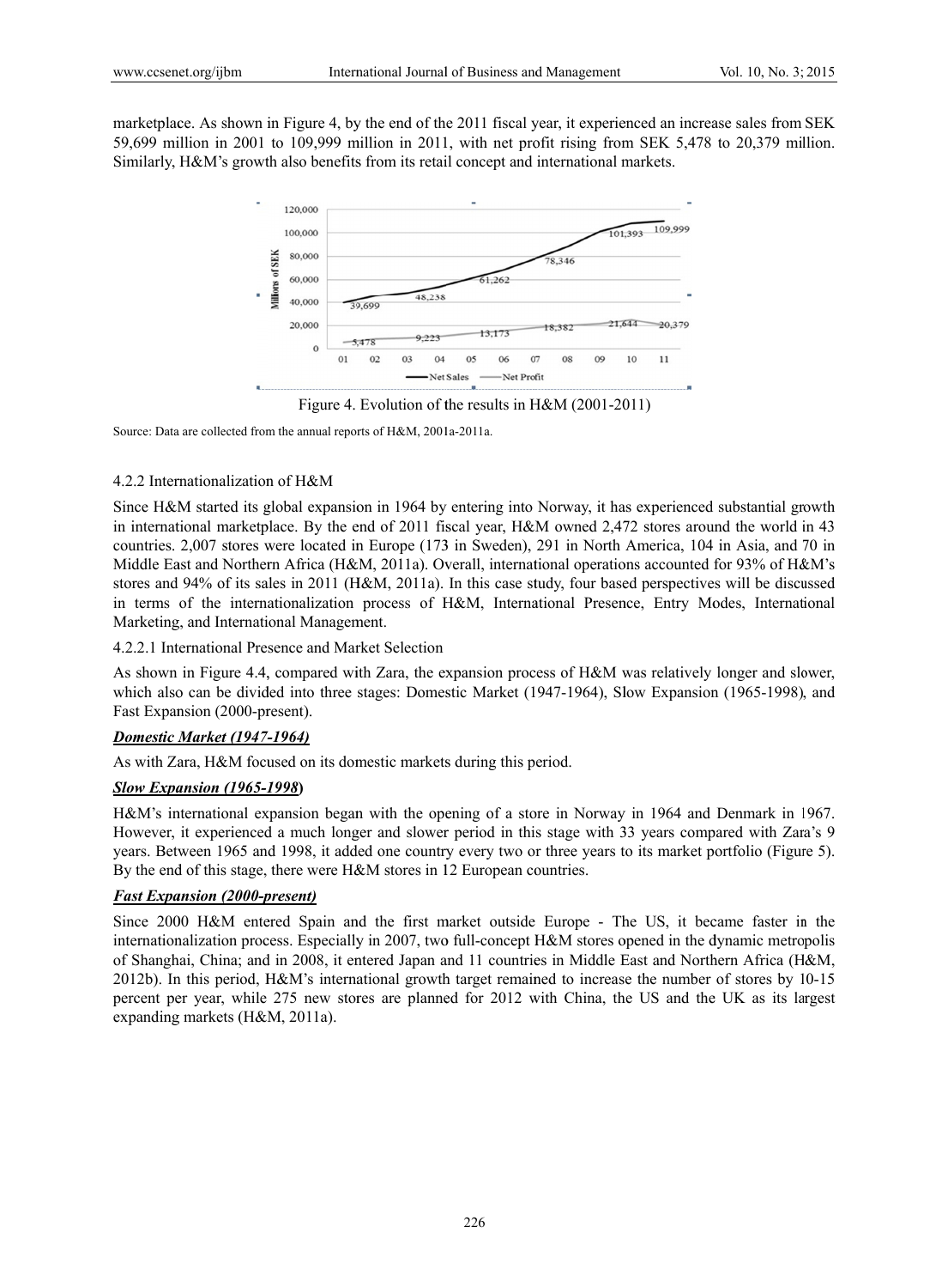marketplace. As shown in Figure 4, by the end of the 2011 fiscal year, it experienced an increase sales from SEK 59,699 million in 2001 to 109,999 million in 2011, with net profit rising from SEK 5,478 to 20,379 million. Similarly, H&M's growth also benefits from its retail concept and international markets.

Figure 4. Evolution of the results in H&M (2001-2011)

Source: Data are collected from the annual reports of H&M, 2001a-2011a.

#### 4.2.2 Internationalization of H&M

Since H&M started its global expansion in 1964 by entering into Norway, it has experienced substantial growth in international marketplace. By the end of 2011 fiscal year, H&M owned 2,472 stores around the world in 43 countries. 2,007 stores were located in Europe (173 in Sweden), 291 in North America, 104 in Asia, and 70 in Middle East and Northern Africa (H&M, 2011a). Overall, international operations accounted for 93% of H&M's stores and 94% of its sales in 2011 (H&M, 2011a). In this case study, four based perspectives will be discussed in terms of the internationalization process of H&M, International Presence, Entry Modes, International Marketing, and International Management.

##### 4.2.2.1 International Presence and Market Selection

As shown in Figure 4.4, compared with Zara, the expansion process of H&M was relatively longer and slower, which also can be divided into three stages: Domestic Market (1947-1964), Slow Expansion (1965-1998), and Fast Expansion (2000-present).

***Domestic Market (1947-1964)***

As with Zara, H&M focused on its domestic markets during this period.

***Slow Expansion (1965-1998)***

H&M's international expansion began with the opening of a store in Norway in 1964 and Denmark in 1967. However, it experienced a much longer and slower period in this stage with 33 years compared with Zara's 9 years. Between 1965 and 1998, it added one country every two or three years to its market portfolio (Figure 5). By the end of this stage, there were H&M stores in 12 European countries.

***Fast Expansion (2000-present)***

Since 2000 H&M entered Spain and the first market outside Europe - The US, it became faster in the internationalization process. Especially in 2007, two full-concept H&M stores opened in the dynamic metropolis of Shanghai, China; and in 2008, it entered Japan and 11 countries in Middle East and Northern Africa (H&M, 2012b). In this period, H&M's international growth target remained to increase the number of stores by 10-15 percent per year, while 275 new stores are planned for 2012 with China, the US and the UK as its largest expanding markets (H&M, 2011a).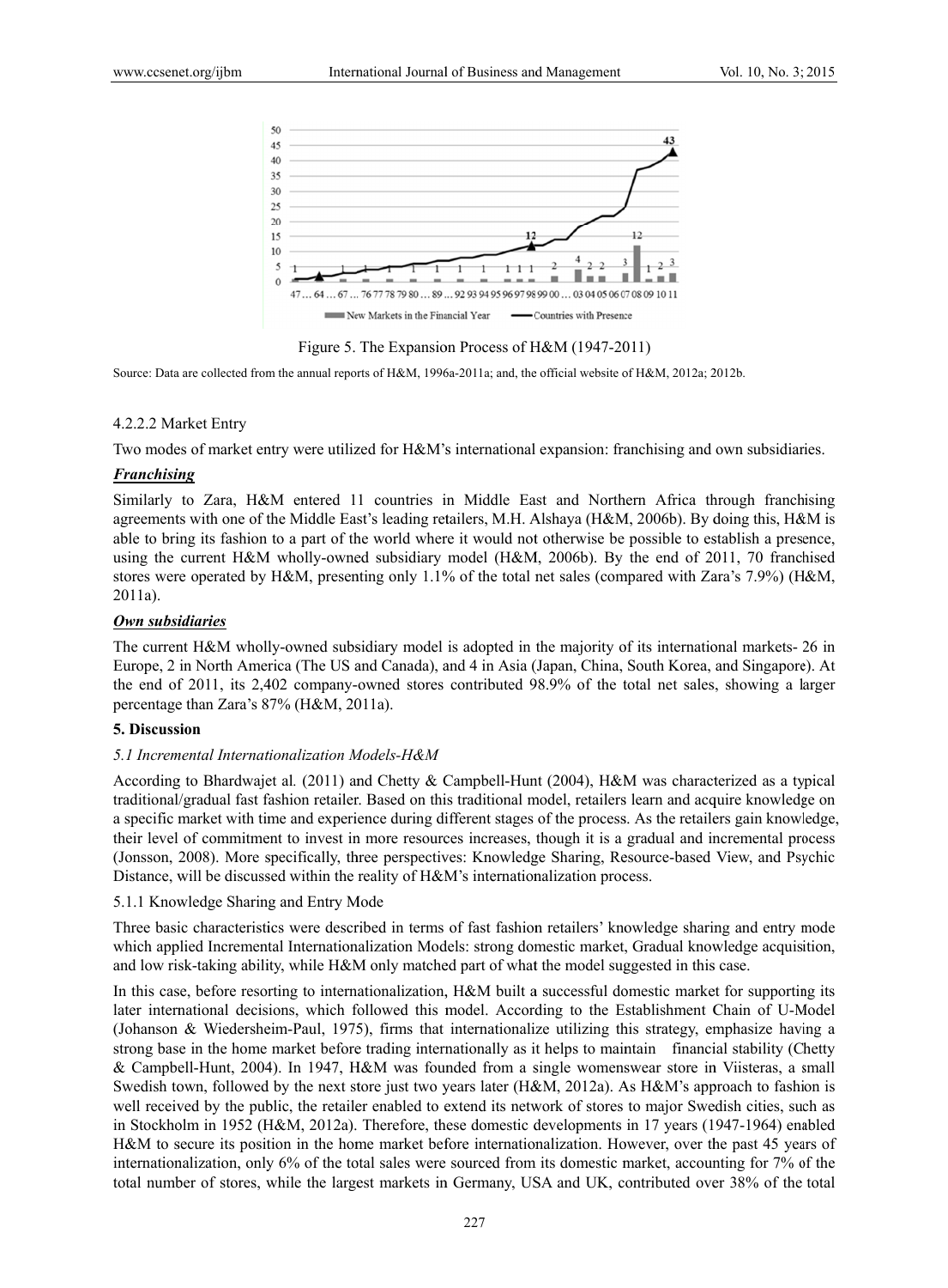Figure 5. The Expansion Process of H&M (1947-2011)

Source: Data are collected from the annual reports of H&M, 1996a-2011a; and, the official website of H&M, 2012a; 2012b.

4.2.2.2 Market Entry

Two modes of market entry were utilized for H&M's international expansion: franchising and own subsidiaries.

***Franchising***

Similarly to Zara, H&M entered 11 countries in Middle East and Northern Africa through franchising agreements with one of the Middle East's leading retailers, M.H. Alshaya (H&M, 2006b). By doing this, H&M is able to bring its fashion to a part of the world where it would not otherwise be possible to establish a presence, using the current H&M wholly-owned subsidiary model (H&M, 2006b). By the end of 2011, 70 franchised stores were operated by H&M, presenting only 1.1% of the total net sales (compared with Zara's 7.9%) (H&M, 2011a).

***Own subsidiaries***

The current H&M wholly-owned subsidiary model is adopted in the majority of its international markets- 26 in Europe, 2 in North America (The US and Canada), and 4 in Asia (Japan, China, South Korea, and Singapore). At the end of 2011, its 2,402 company-owned stores contributed 98.9% of the total net sales, showing a larger percentage than Zara's 87% (H&M, 2011a).

## 5. Discussion

### *5.1 Incremental Internationalization Models-H&M*

According to Bhardwajet al. (2011) and Chetty & Campbell-Hunt (2004), H&M was characterized as a typical traditional/gradual fast fashion retailer. Based on this traditional model, retailers learn and acquire knowledge on a specific market with time and experience during different stages of the process. As the retailers gain knowledge, their level of commitment to invest in more resources increases, though it is a gradual and incremental process (Jonsson, 2008). More specifically, three perspectives: Knowledge Sharing, Resource-based View, and Psychic Distance, will be discussed within the reality of H&M's internationalization process.

5.1.1 Knowledge Sharing and Entry Mode

Three basic characteristics were described in terms of fast fashion retailers' knowledge sharing and entry mode which applied Incremental Internationalization Models: strong domestic market, Gradual knowledge acquisition, and low risk-taking ability, while H&M only matched part of what the model suggested in this case.

In this case, before resorting to internationalization, H&M built a successful domestic market for supporting its later international decisions, which followed this model. According to the Establishment Chain of U-Model (Johanson & Wiedersheim-Paul, 1975), firms that internationalize utilizing this strategy, emphasize having a strong base in the home market before trading internationally as it helps to maintain financial stability (Chetty & Campbell-Hunt, 2004). In 1947, H&M was founded from a single womenswear store in Viisteras, a small Swedish town, followed by the next store just two years later (H&M, 2012a). As H&M's approach to fashion is well received by the public, the retailer enabled to extend its network of stores to major Swedish cities, such as in Stockholm in 1952 (H&M, 2012a). Therefore, these domestic developments in 17 years (1947-1964) enabled H&M to secure its position in the home market before internationalization. However, over the past 45 years of internationalization, only 6% of the total sales were sourced from its domestic market, accounting for 7% of the total number of stores, while the largest markets in Germany, USA and UK, contributed over 38% of the total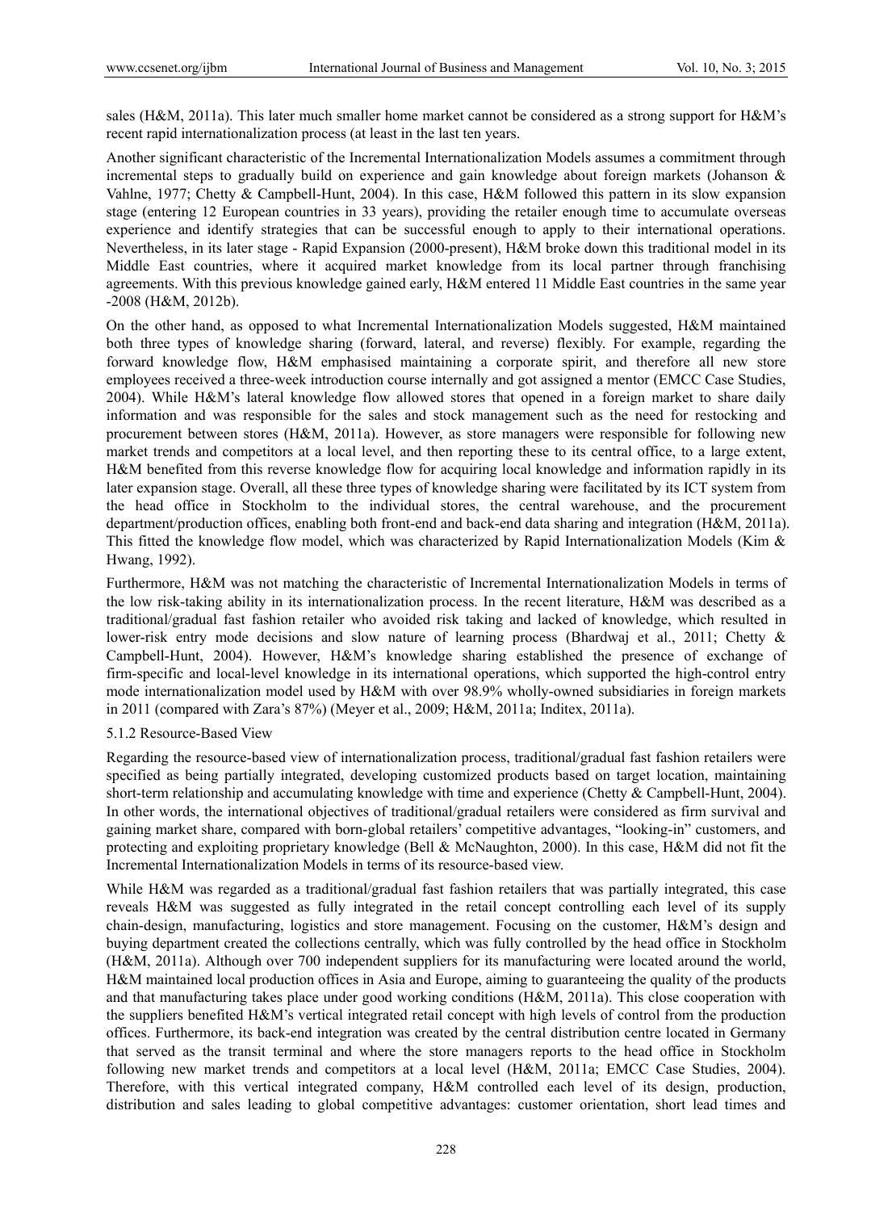sales (H&M, 2011a). This later much smaller home market cannot be considered as a strong support for H&M's recent rapid internationalization process (at least in the last ten years.

Another significant characteristic of the Incremental Internationalization Models assumes a commitment through incremental steps to gradually build on experience and gain knowledge about foreign markets (Johanson & Vahlne, 1977; Chetty & Campbell-Hunt, 2004). In this case, H&M followed this pattern in its slow expansion stage (entering 12 European countries in 33 years), providing the retailer enough time to accumulate overseas experience and identify strategies that can be successful enough to apply to their international operations. Nevertheless, in its later stage - Rapid Expansion (2000-present), H&M broke down this traditional model in its Middle East countries, where it acquired market knowledge from its local partner through franchising agreements. With this previous knowledge gained early, H&M entered 11 Middle East countries in the same year -2008 (H&M, 2012b).

On the other hand, as opposed to what Incremental Internationalization Models suggested, H&M maintained both three types of knowledge sharing (forward, lateral, and reverse) flexibly. For example, regarding the forward knowledge flow, H&M emphasised maintaining a corporate spirit, and therefore all new store employees received a three-week introduction course internally and got assigned a mentor (EMCC Case Studies, 2004). While H&M's lateral knowledge flow allowed stores that opened in a foreign market to share daily information and was responsible for the sales and stock management such as the need for restocking and procurement between stores (H&M, 2011a). However, as store managers were responsible for following new market trends and competitors at a local level, and then reporting these to its central office, to a large extent, H&M benefited from this reverse knowledge flow for acquiring local knowledge and information rapidly in its later expansion stage. Overall, all these three types of knowledge sharing were facilitated by its ICT system from the head office in Stockholm to the individual stores, the central warehouse, and the procurement department/production offices, enabling both front-end and back-end data sharing and integration (H&M, 2011a). This fitted the knowledge flow model, which was characterized by Rapid Internationalization Models (Kim & Hwang, 1992).

Furthermore, H&M was not matching the characteristic of Incremental Internationalization Models in terms of the low risk-taking ability in its internationalization process. In the recent literature, H&M was described as a traditional/gradual fast fashion retailer who avoided risk taking and lacked of knowledge, which resulted in lower-risk entry mode decisions and slow nature of learning process (Bhardwaj et al., 2011; Chetty & Campbell-Hunt, 2004). However, H&M's knowledge sharing established the presence of exchange of firm-specific and local-level knowledge in its international operations, which supported the high-control entry mode internationalization model used by H&M with over 98.9% wholly-owned subsidiaries in foreign markets in 2011 (compared with Zara's 87%) (Meyer et al., 2009; H&M, 2011a; Inditex, 2011a).

#### 5.1.2 Resource-Based View

Regarding the resource-based view of internationalization process, traditional/gradual fast fashion retailers were specified as being partially integrated, developing customized products based on target location, maintaining short-term relationship and accumulating knowledge with time and experience (Chetty & Campbell-Hunt, 2004). In other words, the international objectives of traditional/gradual retailers were considered as firm survival and gaining market share, compared with born-global retailers' competitive advantages, "looking-in" customers, and protecting and exploiting proprietary knowledge (Bell & McNaughton, 2000). In this case, H&M did not fit the Incremental Internationalization Models in terms of its resource-based view.

While H&M was regarded as a traditional/gradual fast fashion retailers that was partially integrated, this case reveals H&M was suggested as fully integrated in the retail concept controlling each level of its supply chain-design, manufacturing, logistics and store management. Focusing on the customer, H&M's design and buying department created the collections centrally, which was fully controlled by the head office in Stockholm (H&M, 2011a). Although over 700 independent suppliers for its manufacturing were located around the world, H&M maintained local production offices in Asia and Europe, aiming to guaranteeing the quality of the products and that manufacturing takes place under good working conditions (H&M, 2011a). This close cooperation with the suppliers benefited H&M's vertical integrated retail concept with high levels of control from the production offices. Furthermore, its back-end integration was created by the central distribution centre located in Germany that served as the transit terminal and where the store managers reports to the head office in Stockholm following new market trends and competitors at a local level (H&M, 2011a; EMCC Case Studies, 2004). Therefore, with this vertical integrated company, H&M controlled each level of its design, production, distribution and sales leading to global competitive advantages: customer orientation, short lead times and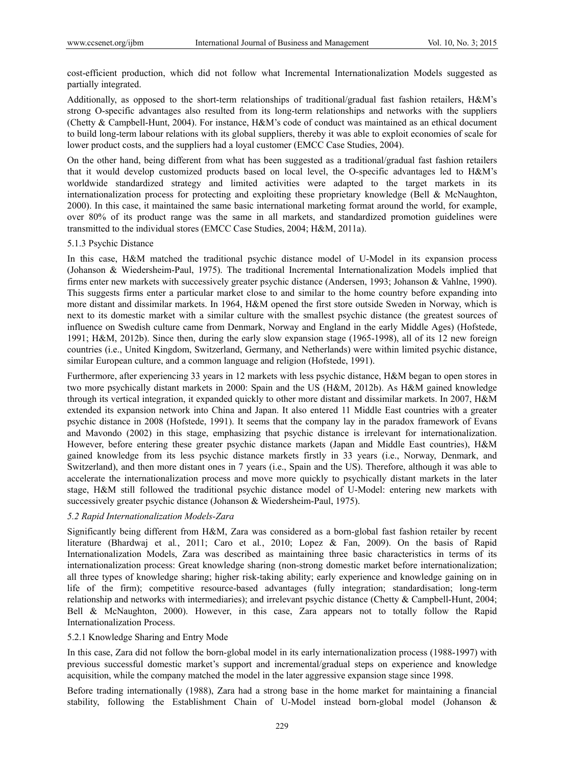cost-efficient production, which did not follow what Incremental Internationalization Models suggested as partially integrated.

Additionally, as opposed to the short-term relationships of traditional/gradual fast fashion retailers, H&M's strong O-specific advantages also resulted from its long-term relationships and networks with the suppliers (Chetty & Campbell-Hunt, 2004). For instance, H&M's code of conduct was maintained as an ethical document to build long-term labour relations with its global suppliers, thereby it was able to exploit economies of scale for lower product costs, and the suppliers had a loyal customer (EMCC Case Studies, 2004).

On the other hand, being different from what has been suggested as a traditional/gradual fast fashion retailers that it would develop customized products based on local level, the O-specific advantages led to H&M's worldwide standardized strategy and limited activities were adapted to the target markets in its internationalization process for protecting and exploiting these proprietary knowledge (Bell & McNaughton, 2000). In this case, it maintained the same basic international marketing format around the world, for example, over 80% of its product range was the same in all markets, and standardized promotion guidelines were transmitted to the individual stores (EMCC Case Studies, 2004; H&M, 2011a).

#### 5.1.3 Psychic Distance

In this case, H&M matched the traditional psychic distance model of U-Model in its expansion process (Johanson & Wiedersheim-Paul, 1975). The traditional Incremental Internationalization Models implied that firms enter new markets with successively greater psychic distance (Andersen, 1993; Johanson & Vahlne, 1990). This suggests firms enter a particular market close to and similar to the home country before expanding into more distant and dissimilar markets. In 1964, H&M opened the first store outside Sweden in Norway, which is next to its domestic market with a similar culture with the smallest psychic distance (the greatest sources of influence on Swedish culture came from Denmark, Norway and England in the early Middle Ages) (Hofstede, 1991; H&M, 2012b). Since then, during the early slow expansion stage (1965-1998), all of its 12 new foreign countries (i.e., United Kingdom, Switzerland, Germany, and Netherlands) were within limited psychic distance, similar European culture, and a common language and religion (Hofstede, 1991).

Furthermore, after experiencing 33 years in 12 markets with less psychic distance, H&M began to open stores in two more psychically distant markets in 2000: Spain and the US (H&M, 2012b). As H&M gained knowledge through its vertical integration, it expanded quickly to other more distant and dissimilar markets. In 2007, H&M extended its expansion network into China and Japan. It also entered 11 Middle East countries with a greater psychic distance in 2008 (Hofstede, 1991). It seems that the company lay in the paradox framework of Evans and Mavondo (2002) in this stage, emphasizing that psychic distance is irrelevant for internationalization. However, before entering these greater psychic distance markets (Japan and Middle East countries), H&M gained knowledge from its less psychic distance markets firstly in 33 years (i.e., Norway, Denmark, and Switzerland), and then more distant ones in 7 years (i.e., Spain and the US). Therefore, although it was able to accelerate the internationalization process and move more quickly to psychically distant markets in the later stage, H&M still followed the traditional psychic distance model of U-Model: entering new markets with successively greater psychic distance (Johanson & Wiedersheim-Paul, 1975).

### *5.2 Rapid Internationalization Models-Zara*

Significantly being different from H&M, Zara was considered as a born-global fast fashion retailer by recent literature (Bhardwaj et al., 2011; Caro et al., 2010; Lopez & Fan, 2009). On the basis of Rapid Internationalization Models, Zara was described as maintaining three basic characteristics in terms of its internationalization process: Great knowledge sharing (non-strong domestic market before internationalization; all three types of knowledge sharing; higher risk-taking ability; early experience and knowledge gaining on in life of the firm); competitive resource-based advantages (fully integration; standardisation; long-term relationship and networks with intermediaries); and irrelevant psychic distance (Chetty & Campbell-Hunt, 2004; Bell & McNaughton, 2000). However, in this case, Zara appears not to totally follow the Rapid Internationalization Process.

#### 5.2.1 Knowledge Sharing and Entry Mode

In this case, Zara did not follow the born-global model in its early internationalization process (1988-1997) with previous successful domestic market's support and incremental/gradual steps on experience and knowledge acquisition, while the company matched the model in the later aggressive expansion stage since 1998.

Before trading internationally (1988), Zara had a strong base in the home market for maintaining a financial stability, following the Establishment Chain of U-Model instead born-global model (Johanson &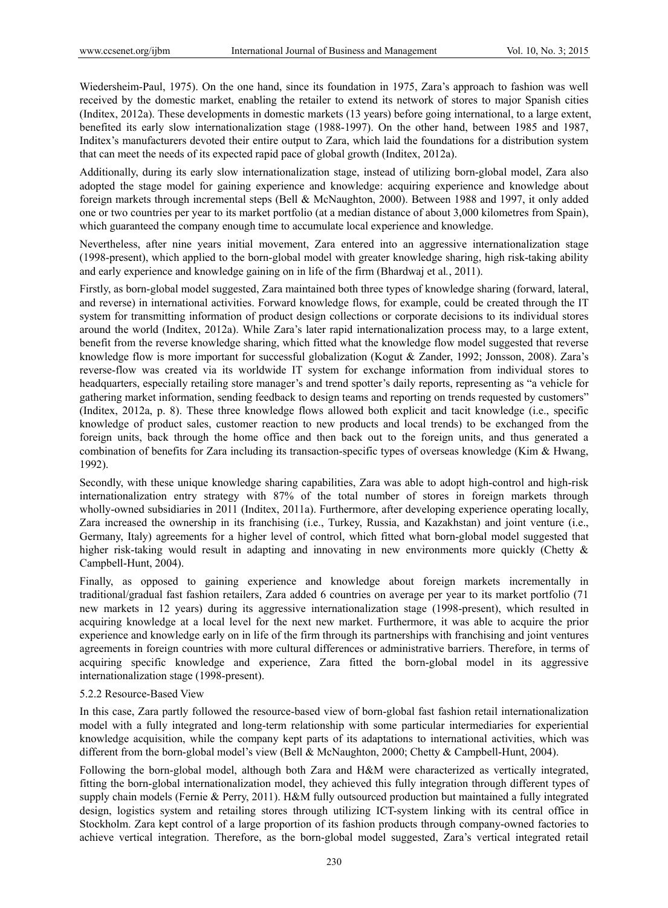Wiedersheim-Paul, 1975). On the one hand, since its foundation in 1975, Zara's approach to fashion was well received by the domestic market, enabling the retailer to extend its network of stores to major Spanish cities (Inditex, 2012a). These developments in domestic markets (13 years) before going international, to a large extent, benefited its early slow internationalization stage (1988-1997). On the other hand, between 1985 and 1987, Inditex's manufacturers devoted their entire output to Zara, which laid the foundations for a distribution system that can meet the needs of its expected rapid pace of global growth (Inditex, 2012a).

Additionally, during its early slow internationalization stage, instead of utilizing born-global model, Zara also adopted the stage model for gaining experience and knowledge: acquiring experience and knowledge about foreign markets through incremental steps (Bell & McNaughton, 2000). Between 1988 and 1997, it only added one or two countries per year to its market portfolio (at a median distance of about 3,000 kilometres from Spain), which guaranteed the company enough time to accumulate local experience and knowledge.

Nevertheless, after nine years initial movement, Zara entered into an aggressive internationalization stage (1998-present), which applied to the born-global model with greater knowledge sharing, high risk-taking ability and early experience and knowledge gaining on in life of the firm (Bhardwaj et al., 2011).

Firstly, as born-global model suggested, Zara maintained both three types of knowledge sharing (forward, lateral, and reverse) in international activities. Forward knowledge flows, for example, could be created through the IT system for transmitting information of product design collections or corporate decisions to its individual stores around the world (Inditex, 2012a). While Zara's later rapid internationalization process may, to a large extent, benefit from the reverse knowledge sharing, which fitted what the knowledge flow model suggested that reverse knowledge flow is more important for successful globalization (Kogut & Zander, 1992; Jonsson, 2008). Zara's reverse-flow was created via its worldwide IT system for exchange information from individual stores to headquarters, especially retailing store manager's and trend spotter's daily reports, representing as "a vehicle for gathering market information, sending feedback to design teams and reporting on trends requested by customers" (Inditex, 2012a, p. 8). These three knowledge flows allowed both explicit and tacit knowledge (i.e., specific knowledge of product sales, customer reaction to new products and local trends) to be exchanged from the foreign units, back through the home office and then back out to the foreign units, and thus generated a combination of benefits for Zara including its transaction-specific types of overseas knowledge (Kim & Hwang, 1992).

Secondly, with these unique knowledge sharing capabilities, Zara was able to adopt high-control and high-risk internationalization entry strategy with 87% of the total number of stores in foreign markets through wholly-owned subsidiaries in 2011 (Inditex, 2011a). Furthermore, after developing experience operating locally, Zara increased the ownership in its franchising (i.e., Turkey, Russia, and Kazakhstan) and joint venture (i.e., Germany, Italy) agreements for a higher level of control, which fitted what born-global model suggested that higher risk-taking would result in adapting and innovating in new environments more quickly (Chetty & Campbell-Hunt, 2004).

Finally, as opposed to gaining experience and knowledge about foreign markets incrementally in traditional/gradual fast fashion retailers, Zara added 6 countries on average per year to its market portfolio (71 new markets in 12 years) during its aggressive internationalization stage (1998-present), which resulted in acquiring knowledge at a local level for the next new market. Furthermore, it was able to acquire the prior experience and knowledge early on in life of the firm through its partnerships with franchising and joint ventures agreements in foreign countries with more cultural differences or administrative barriers. Therefore, in terms of acquiring specific knowledge and experience, Zara fitted the born-global model in its aggressive internationalization stage (1998-present).

#### 5.2.2 Resource-Based View

In this case, Zara partly followed the resource-based view of born-global fast fashion retail internationalization model with a fully integrated and long-term relationship with some particular intermediaries for experiential knowledge acquisition, while the company kept parts of its adaptations to international activities, which was different from the born-global model's view (Bell & McNaughton, 2000; Chetty & Campbell-Hunt, 2004).

Following the born-global model, although both Zara and H&M were characterized as vertically integrated, fitting the born-global internationalization model, they achieved this fully integration through different types of supply chain models (Fernie & Perry, 2011). H&M fully outsourced production but maintained a fully integrated design, logistics system and retailing stores through utilizing ICT-system linking with its central office in Stockholm. Zara kept control of a large proportion of its fashion products through company-owned factories to achieve vertical integration. Therefore, as the born-global model suggested, Zara's vertical integrated retail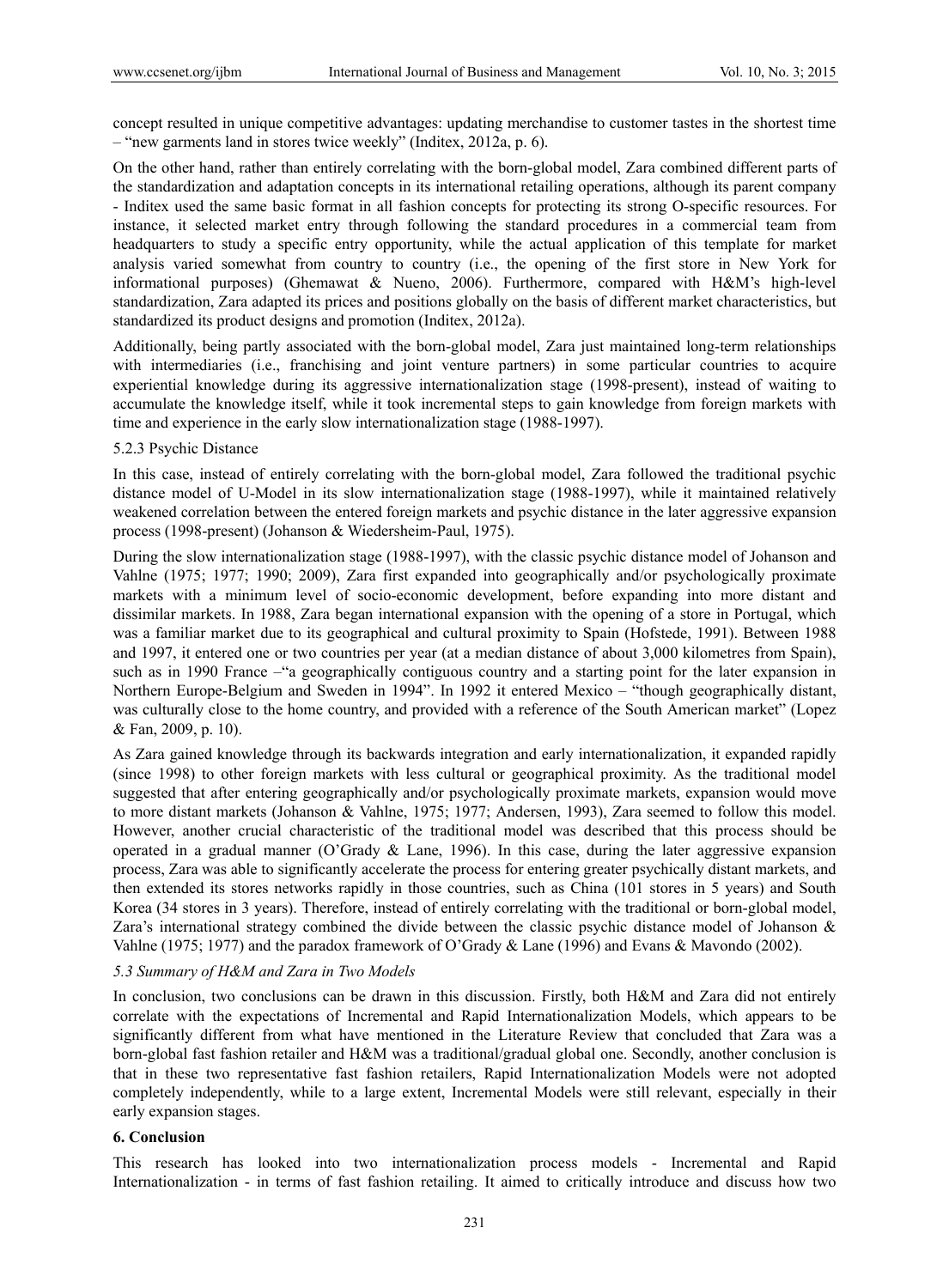concept resulted in unique competitive advantages: updating merchandise to customer tastes in the shortest time – "new garments land in stores twice weekly" (Inditex, 2012a, p. 6).

On the other hand, rather than entirely correlating with the born-global model, Zara combined different parts of the standardization and adaptation concepts in its international retailing operations, although its parent company - Inditex used the same basic format in all fashion concepts for protecting its strong O-specific resources. For instance, it selected market entry through following the standard procedures in a commercial team from headquarters to study a specific entry opportunity, while the actual application of this template for market analysis varied somewhat from country to country (i.e., the opening of the first store in New York for informational purposes) (Ghemawat & Nueno, 2006). Furthermore, compared with H&M's high-level standardization, Zara adapted its prices and positions globally on the basis of different market characteristics, but standardized its product designs and promotion (Inditex, 2012a).

Additionally, being partly associated with the born-global model, Zara just maintained long-term relationships with intermediaries (i.e., franchising and joint venture partners) in some particular countries to acquire experiential knowledge during its aggressive internationalization stage (1998-present), instead of waiting to accumulate the knowledge itself, while it took incremental steps to gain knowledge from foreign markets with time and experience in the early slow internationalization stage (1988-1997).

5.2.3 Psychic Distance

In this case, instead of entirely correlating with the born-global model, Zara followed the traditional psychic distance model of U-Model in its slow internationalization stage (1988-1997), while it maintained relatively weakened correlation between the entered foreign markets and psychic distance in the later aggressive expansion process (1998-present) (Johanson & Wiedersheim-Paul, 1975).

During the slow internationalization stage (1988-1997), with the classic psychic distance model of Johanson and Vahlne (1975; 1977; 1990; 2009), Zara first expanded into geographically and/or psychologically proximate markets with a minimum level of socio-economic development, before expanding into more distant and dissimilar markets. In 1988, Zara began international expansion with the opening of a store in Portugal, which was a familiar market due to its geographical and cultural proximity to Spain (Hofstede, 1991). Between 1988 and 1997, it entered one or two countries per year (at a median distance of about 3,000 kilometres from Spain), such as in 1990 France –"a geographically contiguous country and a starting point for the later expansion in Northern Europe-Belgium and Sweden in 1994". In 1992 it entered Mexico – "though geographically distant, was culturally close to the home country, and provided with a reference of the South American market" (Lopez & Fan, 2009, p. 10).

As Zara gained knowledge through its backwards integration and early internationalization, it expanded rapidly (since 1998) to other foreign markets with less cultural or geographical proximity. As the traditional model suggested that after entering geographically and/or psychologically proximate markets, expansion would move to more distant markets (Johanson & Vahlne, 1975; 1977; Andersen, 1993), Zara seemed to follow this model. However, another crucial characteristic of the traditional model was described that this process should be operated in a gradual manner (O'Grady & Lane, 1996). In this case, during the later aggressive expansion process, Zara was able to significantly accelerate the process for entering greater psychically distant markets, and then extended its stores networks rapidly in those countries, such as China (101 stores in 5 years) and South Korea (34 stores in 3 years). Therefore, instead of entirely correlating with the traditional or born-global model, Zara's international strategy combined the divide between the classic psychic distance model of Johanson & Vahlne (1975; 1977) and the paradox framework of O'Grady & Lane (1996) and Evans & Mavondo (2002).

*5.3 Summary of H&M and Zara in Two Models*

In conclusion, two conclusions can be drawn in this discussion. Firstly, both H&M and Zara did not entirely correlate with the expectations of Incremental and Rapid Internationalization Models, which appears to be significantly different from what have mentioned in the Literature Review that concluded that Zara was a born-global fast fashion retailer and H&M was a traditional/gradual global one. Secondly, another conclusion is that in these two representative fast fashion retailers, Rapid Internationalization Models were not adopted completely independently, while to a large extent, Incremental Models were still relevant, especially in their early expansion stages.

## 6. Conclusion

This research has looked into two internationalization process models - Incremental and Rapid Internationalization - in terms of fast fashion retailing. It aimed to critically introduce and discuss how two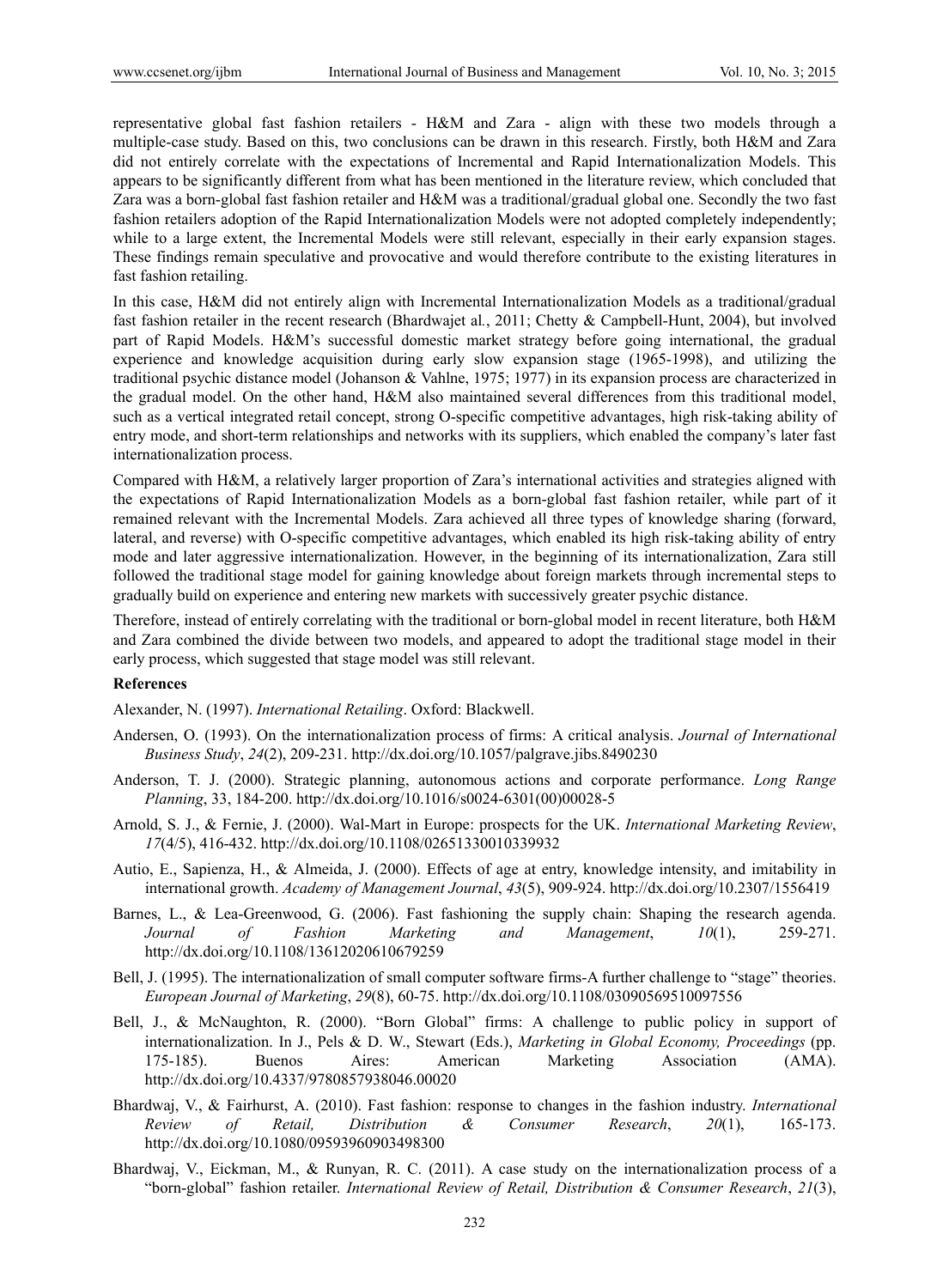representative global fast fashion retailers - H&M and Zara - align with these two models through a multiple-case study. Based on this, two conclusions can be drawn in this research. Firstly, both H&M and Zara did not entirely correlate with the expectations of Incremental and Rapid Internationalization Models. This appears to be significantly different from what has been mentioned in the literature review, which concluded that Zara was a born-global fast fashion retailer and H&M was a traditional/gradual global one. Secondly the two fast fashion retailers adoption of the Rapid Internationalization Models were not adopted completely independently; while to a large extent, the Incremental Models were still relevant, especially in their early expansion stages. These findings remain speculative and provocative and would therefore contribute to the existing literatures in fast fashion retailing.

In this case, H&M did not entirely align with Incremental Internationalization Models as a traditional/gradual fast fashion retailer in the recent research (Bhardwajet al., 2011; Chetty & Campbell-Hunt, 2004), but involved part of Rapid Models. H&M's successful domestic market strategy before going international, the gradual experience and knowledge acquisition during early slow expansion stage (1965-1998), and utilizing the traditional psychic distance model (Johanson & Vahlne, 1975; 1977) in its expansion process are characterized in the gradual model. On the other hand, H&M also maintained several differences from this traditional model, such as a vertical integrated retail concept, strong O-specific competitive advantages, high risk-taking ability of entry mode, and short-term relationships and networks with its suppliers, which enabled the company's later fast internationalization process.

Compared with H&M, a relatively larger proportion of Zara's international activities and strategies aligned with the expectations of Rapid Internationalization Models as a born-global fast fashion retailer, while part of it remained relevant with the Incremental Models. Zara achieved all three types of knowledge sharing (forward, lateral, and reverse) with O-specific competitive advantages, which enabled its high risk-taking ability of entry mode and later aggressive internationalization. However, in the beginning of its internationalization, Zara still followed the traditional stage model for gaining knowledge about foreign markets through incremental steps to gradually build on experience and entering new markets with successively greater psychic distance.

Therefore, instead of entirely correlating with the traditional or born-global model in recent literature, both H&M and Zara combined the divide between two models, and appeared to adopt the traditional stage model in their early process, which suggested that stage model was still relevant.

## References

Alexander, N. (1997). *International Retailing*. Oxford: Blackwell.

Andersen, O. (1993). On the internationalization process of firms: A critical analysis. *Journal of International Business Study*, *24*(2), 209-231. http://dx.doi.org/10.1057/palgrave.jibs.8490230

Anderson, T. J. (2000). Strategic planning, autonomous actions and corporate performance. *Long Range Planning*, 33, 184-200. http://dx.doi.org/10.1016/s0024-6301(00)00028-5

Arnold, S. J., & Fernie, J. (2000). Wal-Mart in Europe: prospects for the UK. *International Marketing Review*, *17*(4/5), 416-432. http://dx.doi.org/10.1108/02651330010339932

Autio, E., Sapienza, H., & Almeida, J. (2000). Effects of age at entry, knowledge intensity, and imitability in international growth. *Academy of Management Journal*, *43*(5), 909-924. http://dx.doi.org/10.2307/1556419

Barnes, L., & Lea-Greenwood, G. (2006). Fast fashioning the supply chain: Shaping the research agenda. *Journal of Fashion Marketing and Management*, *10*(1), 259-271. http://dx.doi.org/10.1108/13612020610679259

Bell, J. (1995). The internationalization of small computer software firms-A further challenge to "stage" theories. *European Journal of Marketing*, *29*(8), 60-75. http://dx.doi.org/10.1108/03090569510097556

Bell, J., & McNaughton, R. (2000). "Born Global" firms: A challenge to public policy in support of internationalization. In J., Pels & D. W., Stewart (Eds.), *Marketing in Global Economy, Proceedings* (pp. 175-185). Buenos Aires: American Marketing Association (AMA). http://dx.doi.org/10.4337/9780857938046.00020

Bhardwaj, V., & Fairhurst, A. (2010). Fast fashion: response to changes in the fashion industry. *International Review of Retail, Distribution & Consumer Research*, *20*(1), 165-173. http://dx.doi.org/10.1080/09593960903498300

Bhardwaj, V., Eickman, M., & Runyan, R. C. (2011). A case study on the internationalization process of a "born-global" fashion retailer. *International Review of Retail, Distribution & Consumer Research*, *21*(3),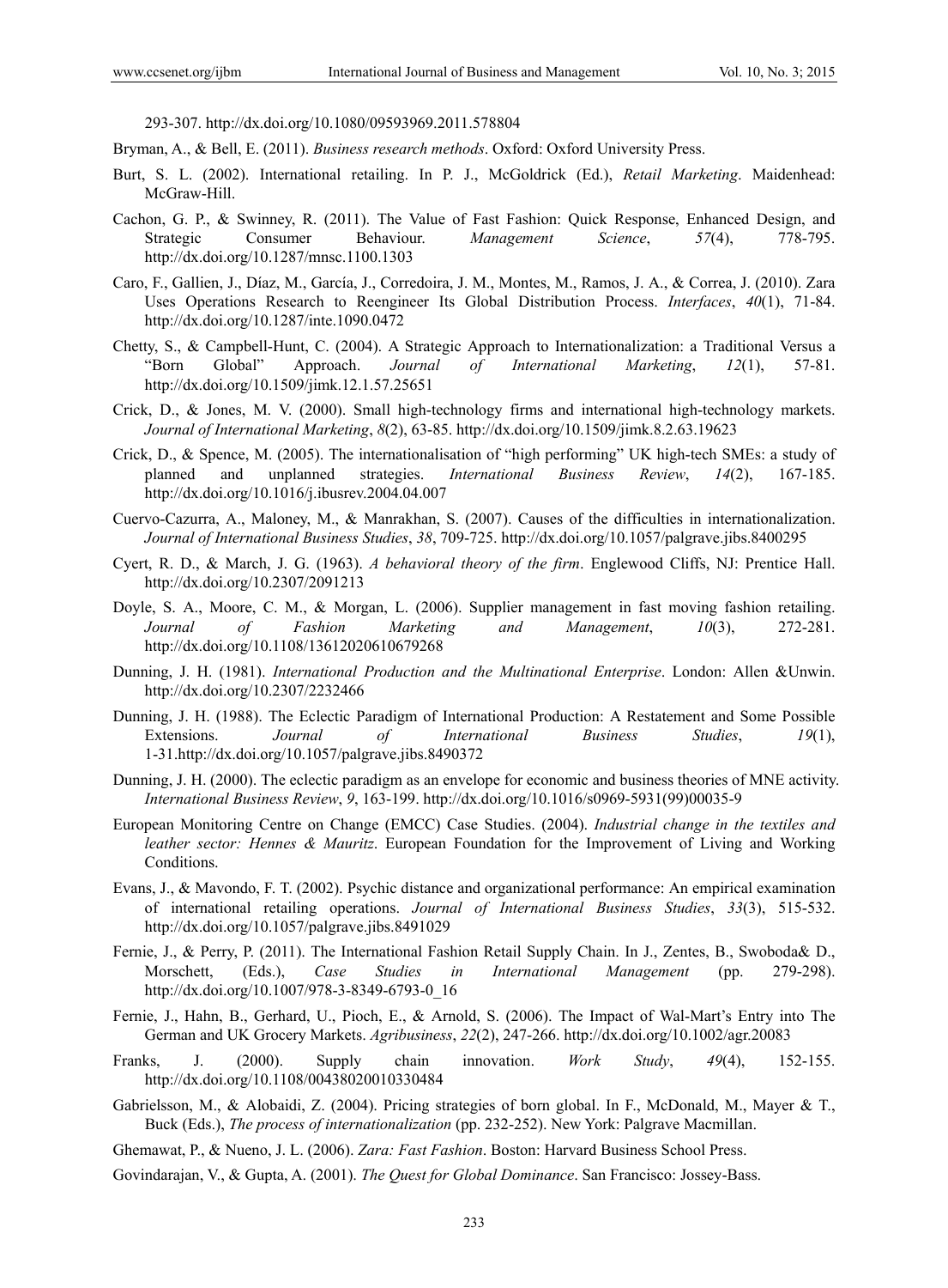293-307. http://dx.doi.org/10.1080/09593969.2011.578804

Bryman, A., & Bell, E. (2011). *Business research methods*. Oxford: Oxford University Press.

Burt, S. L. (2002). International retailing. In P. J., McGoldrick (Ed.), *Retail Marketing*. Maidenhead: McGraw-Hill.

Cachon, G. P., & Swinney, R. (2011). The Value of Fast Fashion: Quick Response, Enhanced Design, and Strategic Consumer Behaviour. *Management Science*, *57*(4), 778-795. http://dx.doi.org/10.1287/mnsc.1100.1303

Caro, F., Gallien, J., Díaz, M., García, J., Corredoira, J. M., Montes, M., Ramos, J. A., & Correa, J. (2010). Zara Uses Operations Research to Reengineer Its Global Distribution Process. *Interfaces*, *40*(1), 71-84. http://dx.doi.org/10.1287/inte.1090.0472

Chetty, S., & Campbell-Hunt, C. (2004). A Strategic Approach to Internationalization: a Traditional Versus a "Born Global" Approach. *Journal of International Marketing*, *12*(1), 57-81. http://dx.doi.org/10.1509/jimk.12.1.57.25651

Crick, D., & Jones, M. V. (2000). Small high-technology firms and international high-technology markets. *Journal of International Marketing*, *8*(2), 63-85. http://dx.doi.org/10.1509/jimk.8.2.63.19623

Crick, D., & Spence, M. (2005). The internationalisation of "high performing" UK high-tech SMEs: a study of planned and unplanned strategies. *International Business Review*, *14*(2), 167-185. http://dx.doi.org/10.1016/j.ibusrev.2004.04.007

Cuervo-Cazurra, A., Maloney, M., & Manrakhan, S. (2007). Causes of the difficulties in internationalization. *Journal of International Business Studies*, *38*, 709-725. http://dx.doi.org/10.1057/palgrave.jibs.8400295

Cyert, R. D., & March, J. G. (1963). *A behavioral theory of the firm*. Englewood Cliffs, NJ: Prentice Hall. http://dx.doi.org/10.2307/2091213

Doyle, S. A., Moore, C. M., & Morgan, L. (2006). Supplier management in fast moving fashion retailing. *Journal of Fashion Marketing and Management*, *10*(3), 272-281. http://dx.doi.org/10.1108/13612020610679268

Dunning, J. H. (1981). *International Production and the Multinational Enterprise*. London: Allen &Unwin. http://dx.doi.org/10.2307/2232466

Dunning, J. H. (1988). The Eclectic Paradigm of International Production: A Restatement and Some Possible Extensions. *Journal of International Business Studies*, *19*(1), 1-31.http://dx.doi.org/10.1057/palgrave.jibs.8490372

Dunning, J. H. (2000). The eclectic paradigm as an envelope for economic and business theories of MNE activity. *International Business Review*, *9*, 163-199. http://dx.doi.org/10.1016/s0969-5931(99)00035-9

European Monitoring Centre on Change (EMCC) Case Studies. (2004). *Industrial change in the textiles and leather sector: Hennes & Mauritz*. European Foundation for the Improvement of Living and Working Conditions.

Evans, J., & Mavondo, F. T. (2002). Psychic distance and organizational performance: An empirical examination of international retailing operations. *Journal of International Business Studies*, *33*(3), 515-532. http://dx.doi.org/10.1057/palgrave.jibs.8491029

Fernie, J., & Perry, P. (2011). The International Fashion Retail Supply Chain. In J., Zentes, B., Swoboda& D., Morschett, (Eds.), *Case Studies in International Management* (pp. 279-298). http://dx.doi.org/10.1007/978-3-8349-6793-0_16

Fernie, J., Hahn, B., Gerhard, U., Pioch, E., & Arnold, S. (2006). The Impact of Wal-Mart's Entry into The German and UK Grocery Markets. *Agribusiness*, *22*(2), 247-266. http://dx.doi.org/10.1002/agr.20083

Franks, J. (2000). Supply chain innovation. *Work Study*, *49*(4), 152-155. http://dx.doi.org/10.1108/00438020010330484

Gabrielsson, M., & Alobaidi, Z. (2004). Pricing strategies of born global. In F., McDonald, M., Mayer & T., Buck (Eds.), *The process of internationalization* (pp. 232-252). New York: Palgrave Macmillan.

Ghemawat, P., & Nueno, J. L. (2006). *Zara: Fast Fashion*. Boston: Harvard Business School Press.

Govindarajan, V., & Gupta, A. (2001). *The Quest for Global Dominance*. San Francisco: Jossey-Bass.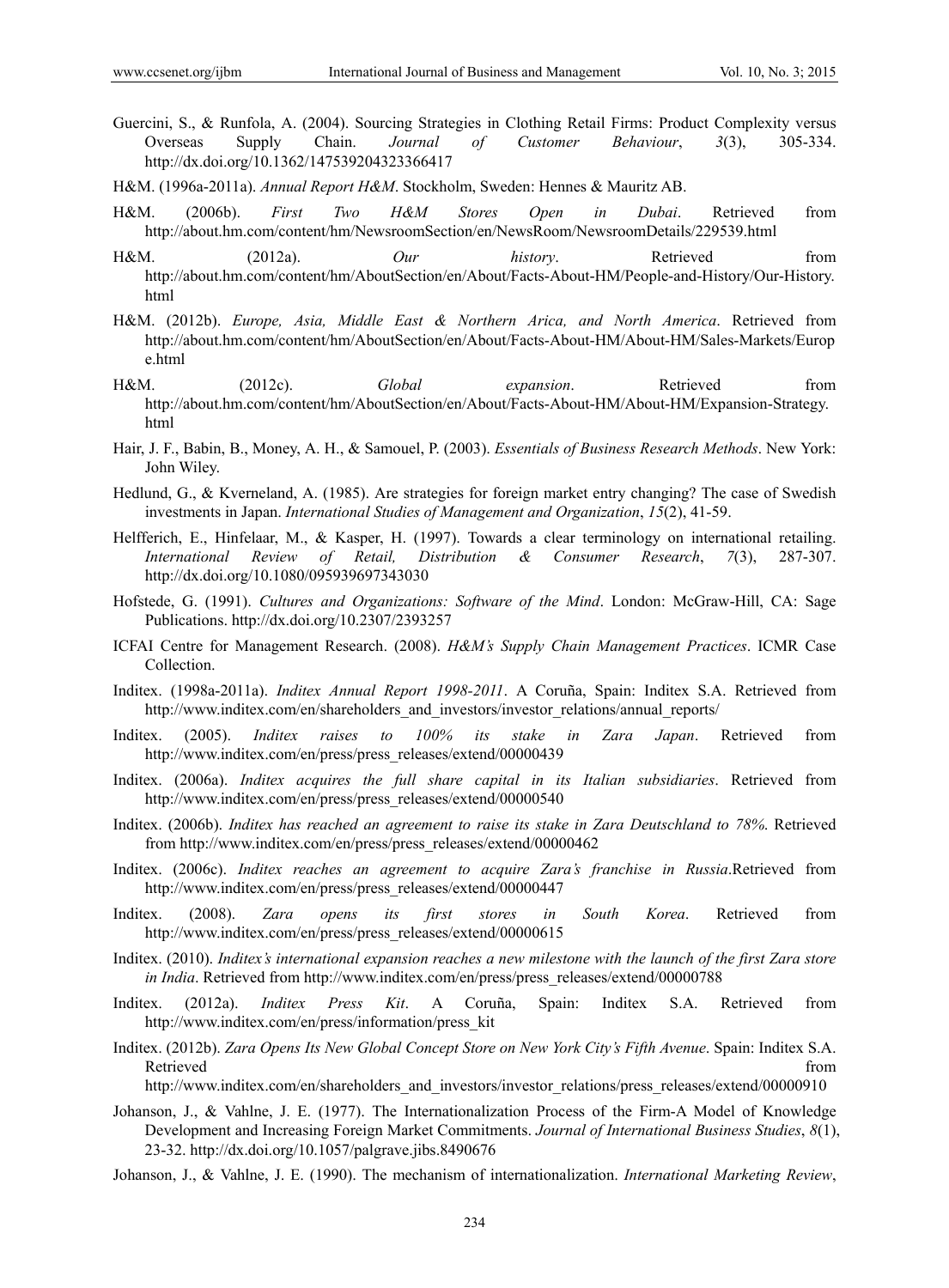Guercini, S., & Runfola, A. (2004). Sourcing Strategies in Clothing Retail Firms: Product Complexity versus Overseas Supply Chain. *Journal of Customer Behaviour*, *3*(3), 305-334. http://dx.doi.org/10.1362/147539204323366417

H&M. (1996a-2011a). *Annual Report H&M*. Stockholm, Sweden: Hennes & Mauritz AB.

H&M. (2006b). *First Two H&M Stores Open in Dubai*. Retrieved from http://about.hm.com/content/hm/NewsroomSection/en/NewsRoom/NewsroomDetails/229539.html

H&M. (2012a). *Our history*. Retrieved from http://about.hm.com/content/hm/AboutSection/en/About/Facts-About-HM/People-and-History/Our-History.html

H&M. (2012b). *Europe, Asia, Middle East & Northern Arica, and North America*. Retrieved from http://about.hm.com/content/hm/AboutSection/en/About/Facts-About-HM/About-HM/Sales-Markets/Europe.html

H&M. (2012c). *Global expansion*. Retrieved from http://about.hm.com/content/hm/AboutSection/en/About/Facts-About-HM/About-HM/Expansion-Strategy.html

Hair, J. F., Babin, B., Money, A. H., & Samouel, P. (2003). *Essentials of Business Research Methods*. New York: John Wiley.

Hedlund, G., & Kverneland, A. (1985). Are strategies for foreign market entry changing? The case of Swedish investments in Japan. *International Studies of Management and Organization*, *15*(2), 41-59.

Helfferich, E., Hinfelaar, M., & Kasper, H. (1997). Towards a clear terminology on international retailing. *International Review of Retail, Distribution & Consumer Research*, *7*(3), 287-307. http://dx.doi.org/10.1080/095939697343030

Hofstede, G. (1991). *Cultures and Organizations: Software of the Mind*. London: McGraw-Hill, CA: Sage Publications. http://dx.doi.org/10.2307/2393257

ICFAI Centre for Management Research. (2008). *H&M's Supply Chain Management Practices*. ICMR Case Collection.

Inditex. (1998a-2011a). *Inditex Annual Report 1998-2011*. A Coruña, Spain: Inditex S.A. Retrieved from http://www.inditex.com/en/shareholders_and_investors/investor_relations/annual_reports/

Inditex. (2005). *Inditex raises to 100% its stake in Zara Japan*. Retrieved from http://www.inditex.com/en/press/press_releases/extend/00000439

Inditex. (2006a). *Inditex acquires the full share capital in its Italian subsidiaries*. Retrieved from http://www.inditex.com/en/press/press_releases/extend/00000540

Inditex. (2006b). *Inditex has reached an agreement to raise its stake in Zara Deutschland to 78%*. Retrieved from http://www.inditex.com/en/press/press_releases/extend/00000462

Inditex. (2006c). *Inditex reaches an agreement to acquire Zara's franchise in Russia*.Retrieved from http://www.inditex.com/en/press/press_releases/extend/00000447

Inditex. (2008). *Zara opens its first stores in South Korea*. Retrieved from http://www.inditex.com/en/press/press_releases/extend/00000615

Inditex. (2010). *Inditex's international expansion reaches a new milestone with the launch of the first Zara store in India*. Retrieved from http://www.inditex.com/en/press/press_releases/extend/00000788

Inditex. (2012a). *Inditex Press Kit*. A Coruña, Spain: Inditex S.A. Retrieved from http://www.inditex.com/en/press/information/press_kit

Inditex. (2012b). *Zara Opens Its New Global Concept Store on New York City's Fifth Avenue*. Spain: Inditex S.A. Retrieved from http://www.inditex.com/en/shareholders_and_investors/investor_relations/press_releases/extend/00000910

Johanson, J., & Vahlne, J. E. (1977). The Internationalization Process of the Firm-A Model of Knowledge Development and Increasing Foreign Market Commitments. *Journal of International Business Studies*, *8*(1), 23-32. http://dx.doi.org/10.1057/palgrave.jibs.8490676

Johanson, J., & Vahlne, J. E. (1990). The mechanism of internationalization. *International Marketing Review*,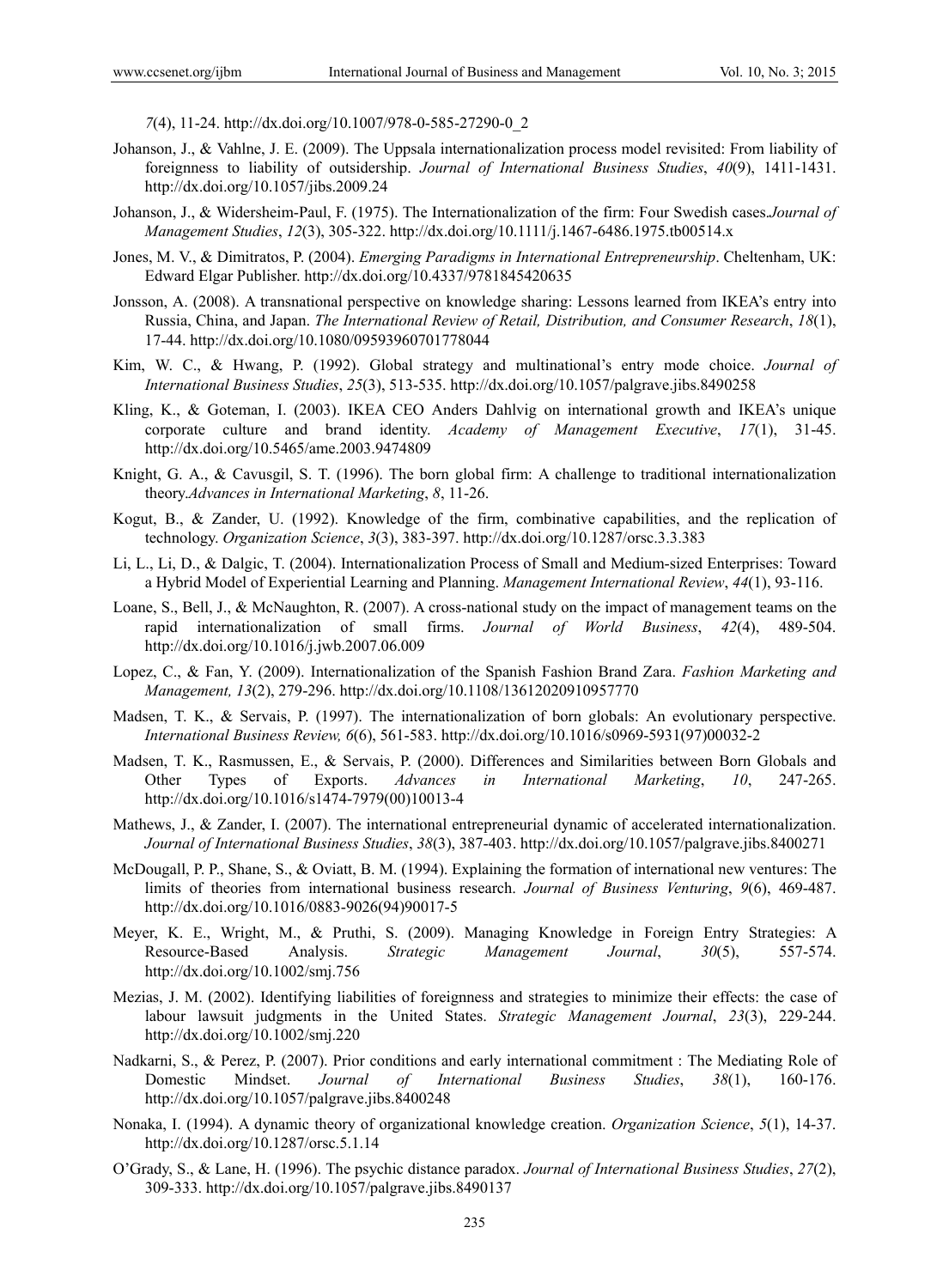*7*(4), 11-24. http://dx.doi.org/10.1007/978-0-585-27290-0_2

Johanson, J., & Vahlne, J. E. (2009). The Uppsala internationalization process model revisited: From liability of foreignness to liability of outsidership. *Journal of International Business Studies*, *40*(9), 1411-1431. http://dx.doi.org/10.1057/jibs.2009.24

Johanson, J., & Widersheim-Paul, F. (1975). The Internationalization of the firm: Four Swedish cases.*Journal of Management Studies*, *12*(3), 305-322. http://dx.doi.org/10.1111/j.1467-6486.1975.tb00514.x

Jones, M. V., & Dimitratos, P. (2004). *Emerging Paradigms in International Entrepreneurship*. Cheltenham, UK: Edward Elgar Publisher. http://dx.doi.org/10.4337/9781845420635

Jonsson, A. (2008). A transnational perspective on knowledge sharing: Lessons learned from IKEA's entry into Russia, China, and Japan. *The International Review of Retail, Distribution, and Consumer Research*, *18*(1), 17-44. http://dx.doi.org/10.1080/09593960701778044

Kim, W. C., & Hwang, P. (1992). Global strategy and multinational's entry mode choice. *Journal of International Business Studies*, *25*(3), 513-535. http://dx.doi.org/10.1057/palgrave.jibs.8490258

Kling, K., & Goteman, I. (2003). IKEA CEO Anders Dahlvig on international growth and IKEA's unique corporate culture and brand identity. *Academy of Management Executive*, *17*(1), 31-45. http://dx.doi.org/10.5465/ame.2003.9474809

Knight, G. A., & Cavusgil, S. T. (1996). The born global firm: A challenge to traditional internationalization theory.*Advances in International Marketing*, *8*, 11-26.

Kogut, B., & Zander, U. (1992). Knowledge of the firm, combinative capabilities, and the replication of technology. *Organization Science*, *3*(3), 383-397. http://dx.doi.org/10.1287/orsc.3.3.383

Li, L., Li, D., & Dalgic, T. (2004). Internationalization Process of Small and Medium-sized Enterprises: Toward a Hybrid Model of Experiential Learning and Planning. *Management International Review*, *44*(1), 93-116.

Loane, S., Bell, J., & McNaughton, R. (2007). A cross-national study on the impact of management teams on the rapid internationalization of small firms. *Journal of World Business*, *42*(4), 489-504. http://dx.doi.org/10.1016/j.jwb.2007.06.009

Lopez, C., & Fan, Y. (2009). Internationalization of the Spanish Fashion Brand Zara. *Fashion Marketing and Management, 13*(2), 279-296. http://dx.doi.org/10.1108/13612020910957770

Madsen, T. K., & Servais, P. (1997). The internationalization of born globals: An evolutionary perspective. *International Business Review, 6*(6), 561-583. http://dx.doi.org/10.1016/s0969-5931(97)00032-2

Madsen, T. K., Rasmussen, E., & Servais, P. (2000). Differences and Similarities between Born Globals and Other Types of Exports. *Advances in International Marketing*, *10*, 247-265. http://dx.doi.org/10.1016/s1474-7979(00)10013-4

Mathews, J., & Zander, I. (2007). The international entrepreneurial dynamic of accelerated internationalization. *Journal of International Business Studies*, *38*(3), 387-403. http://dx.doi.org/10.1057/palgrave.jibs.8400271

McDougall, P. P., Shane, S., & Oviatt, B. M. (1994). Explaining the formation of international new ventures: The limits of theories from international business research. *Journal of Business Venturing*, *9*(6), 469-487. http://dx.doi.org/10.1016/0883-9026(94)90017-5

Meyer, K. E., Wright, M., & Pruthi, S. (2009). Managing Knowledge in Foreign Entry Strategies: A Resource-Based Analysis. *Strategic Management Journal*, *30*(5), 557-574. http://dx.doi.org/10.1002/smj.756

Mezias, J. M. (2002). Identifying liabilities of foreignness and strategies to minimize their effects: the case of labour lawsuit judgments in the United States. *Strategic Management Journal*, *23*(3), 229-244. http://dx.doi.org/10.1002/smj.220

Nadkarni, S., & Perez, P. (2007). Prior conditions and early international commitment : The Mediating Role of Domestic Mindset. *Journal of International Business Studies*, *38*(1), 160-176. http://dx.doi.org/10.1057/palgrave.jibs.8400248

Nonaka, I. (1994). A dynamic theory of organizational knowledge creation. *Organization Science*, *5*(1), 14-37. http://dx.doi.org/10.1287/orsc.5.1.14

O'Grady, S., & Lane, H. (1996). The psychic distance paradox. *Journal of International Business Studies*, *27*(2), 309-333. http://dx.doi.org/10.1057/palgrave.jibs.8490137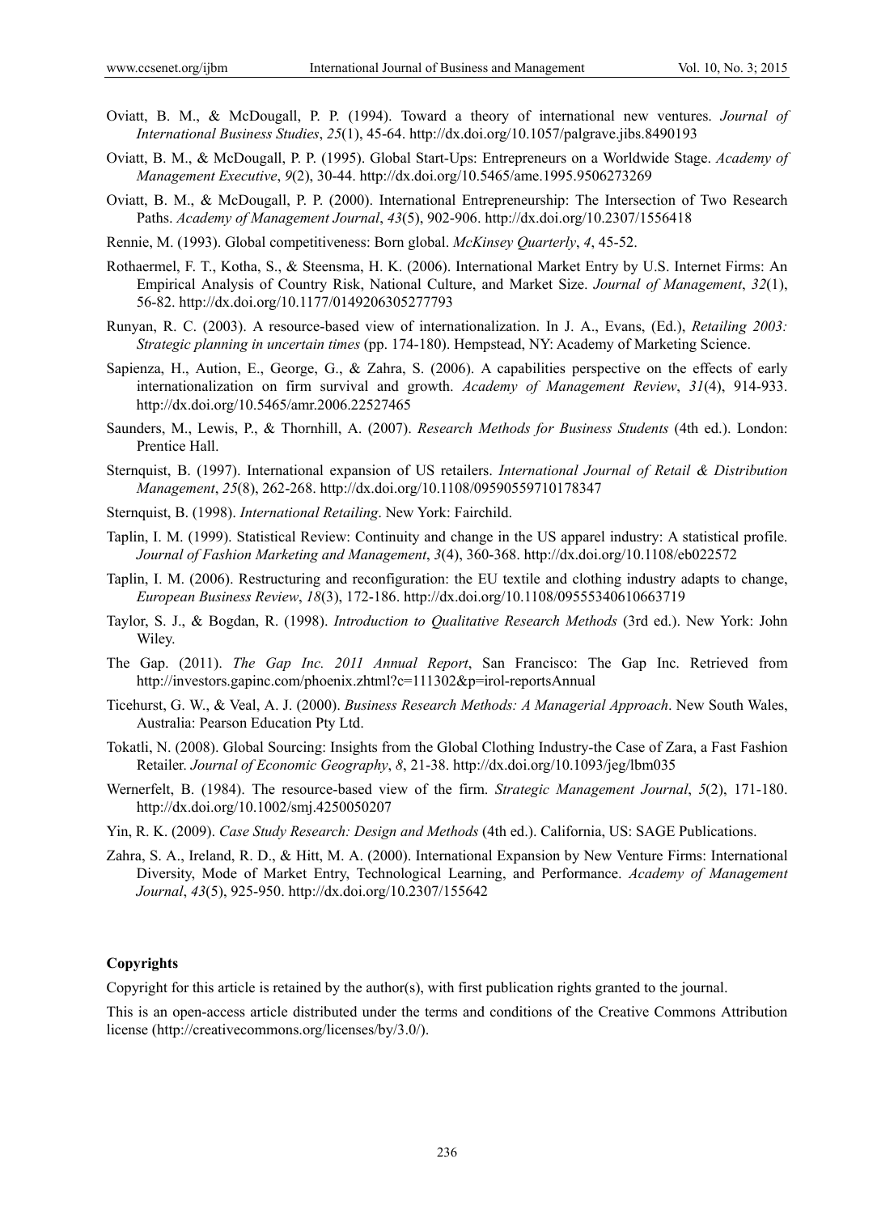Oviatt, B. M., & McDougall, P. P. (1994). Toward a theory of international new ventures. *Journal of International Business Studies*, *25*(1), 45-64. http://dx.doi.org/10.1057/palgrave.jibs.8490193

Oviatt, B. M., & McDougall, P. P. (1995). Global Start-Ups: Entrepreneurs on a Worldwide Stage. *Academy of Management Executive*, *9*(2), 30-44. http://dx.doi.org/10.5465/ame.1995.9506273269

Oviatt, B. M., & McDougall, P. P. (2000). International Entrepreneurship: The Intersection of Two Research Paths. *Academy of Management Journal*, *43*(5), 902-906. http://dx.doi.org/10.2307/1556418

Rennie, M. (1993). Global competitiveness: Born global. *McKinsey Quarterly*, *4*, 45-52.

Rothaermel, F. T., Kotha, S., & Steensma, H. K. (2006). International Market Entry by U.S. Internet Firms: An Empirical Analysis of Country Risk, National Culture, and Market Size. *Journal of Management*, *32*(1), 56-82. http://dx.doi.org/10.1177/0149206305277793

Runyan, R. C. (2003). A resource-based view of internationalization. In J. A., Evans, (Ed.), *Retailing 2003: Strategic planning in uncertain times* (pp. 174-180). Hempstead, NY: Academy of Marketing Science.

Sapienza, H., Aution, E., George, G., & Zahra, S. (2006). A capabilities perspective on the effects of early internationalization on firm survival and growth. *Academy of Management Review*, *31*(4), 914-933. http://dx.doi.org/10.5465/amr.2006.22527465

Saunders, M., Lewis, P., & Thornhill, A. (2007). *Research Methods for Business Students* (4th ed.). London: Prentice Hall.

Sternquist, B. (1997). International expansion of US retailers. *International Journal of Retail & Distribution Management*, *25*(8), 262-268. http://dx.doi.org/10.1108/09590559710178347

Sternquist, B. (1998). *International Retailing*. New York: Fairchild.

Taplin, I. M. (1999). Statistical Review: Continuity and change in the US apparel industry: A statistical profile. *Journal of Fashion Marketing and Management*, *3*(4), 360-368. http://dx.doi.org/10.1108/eb022572

Taplin, I. M. (2006). Restructuring and reconfiguration: the EU textile and clothing industry adapts to change, *European Business Review*, *18*(3), 172-186. http://dx.doi.org/10.1108/09555340610663719

Taylor, S. J., & Bogdan, R. (1998). *Introduction to Qualitative Research Methods* (3rd ed.). New York: John Wiley.

The Gap. (2011). *The Gap Inc. 2011 Annual Report*, San Francisco: The Gap Inc. Retrieved from http://investors.gapinc.com/phoenix.zhtml?c=111302&p=irol-reportsAnnual

Ticehurst, G. W., & Veal, A. J. (2000). *Business Research Methods: A Managerial Approach*. New South Wales, Australia: Pearson Education Pty Ltd.

Tokatli, N. (2008). Global Sourcing: Insights from the Global Clothing Industry-the Case of Zara, a Fast Fashion Retailer. *Journal of Economic Geography*, *8*, 21-38. http://dx.doi.org/10.1093/jeg/lbm035

Wernerfelt, B. (1984). The resource-based view of the firm. *Strategic Management Journal*, *5*(2), 171-180. http://dx.doi.org/10.1002/smj.4250050207

Yin, R. K. (2009). *Case Study Research: Design and Methods* (4th ed.). California, US: SAGE Publications.

Zahra, S. A., Ireland, R. D., & Hitt, M. A. (2000). International Expansion by New Venture Firms: International Diversity, Mode of Market Entry, Technological Learning, and Performance. *Academy of Management Journal*, *43*(5), 925-950. http://dx.doi.org/10.2307/155642

**Copyrights**

Copyright for this article is retained by the author(s), with first publication rights granted to the journal.

This is an open-access article distributed under the terms and conditions of the Creative Commons Attribution license (http://creativecommons.org/licenses/by/3.0/).